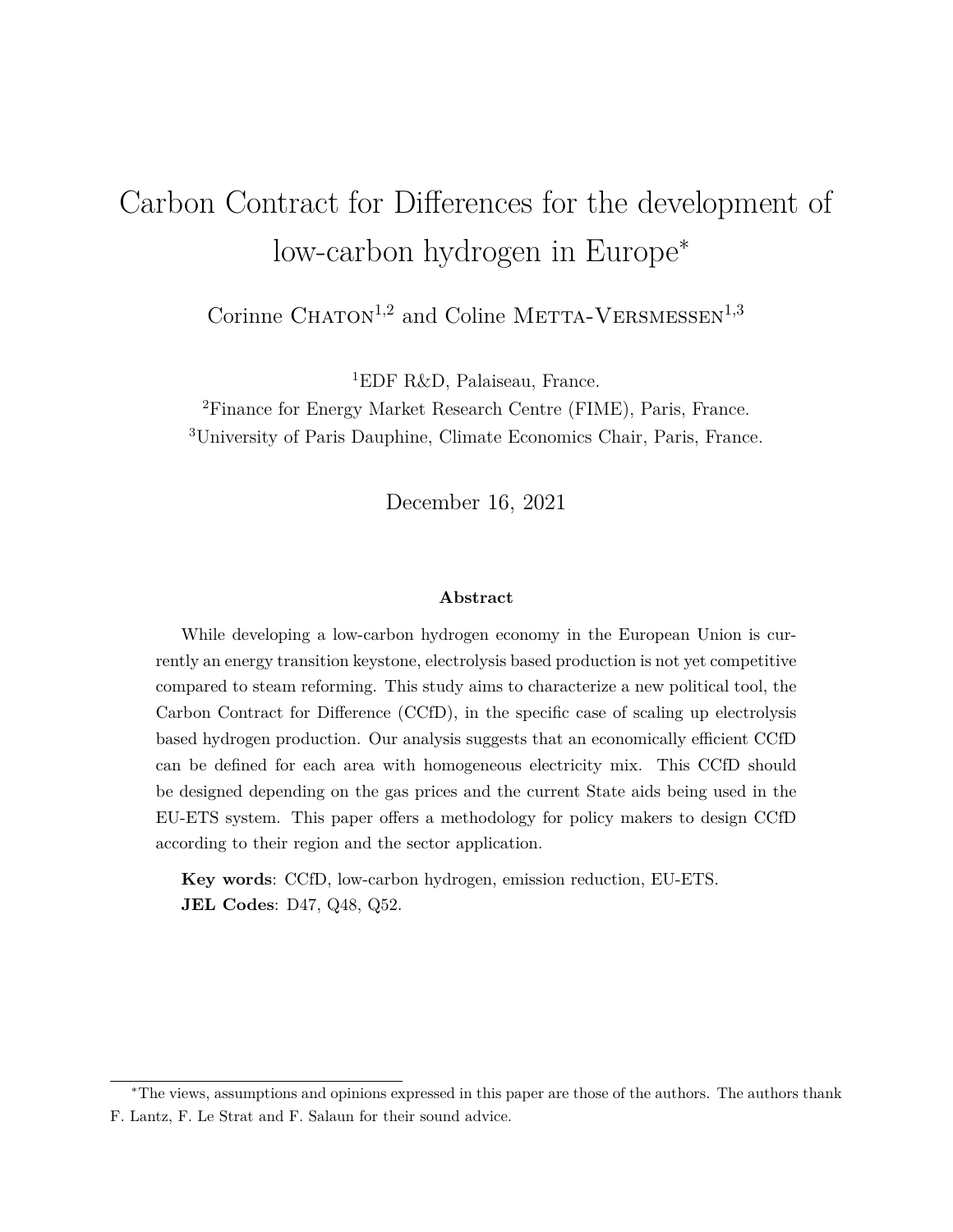# Carbon Contract for Differences for the development of low-carbon hydrogen in Europe*

Corinne Chaton[1,2] and Coline Metta-Versmessen[1,3]

[1]EDF R&D, Palaiseau, France.

[2]Finance for Energy Market Research Centre (FIME), Paris, France.

[3]University of Paris Dauphine, Climate Economics Chair, Paris, France.

December 16, 2021

### Abstract

While developing a low-carbon hydrogen economy in the European Union is currently an energy transition keystone, electrolysis based production is not yet competitive compared to steam reforming. This study aims to characterize a new political tool, the Carbon Contract for Difference (CCfD), in the specific case of scaling up electrolysis based hydrogen production. Our analysis suggests that an economically efficient CCfD can be defined for each area with homogeneous electricity mix. This CCfD should be designed depending on the gas prices and the current State aids being used in the EU-ETS system. This paper offers a methodology for policy makers to design CCfD according to their region and the sector application.

**Key words**: CCfD, low-carbon hydrogen, emission reduction, EU-ETS.
**JEL Codes**: D47, Q48, Q52.

*The views, assumptions and opinions expressed in this paper are those of the authors. The authors thank F. Lantz, F. Le Strat and F. Salaun for their sound advice.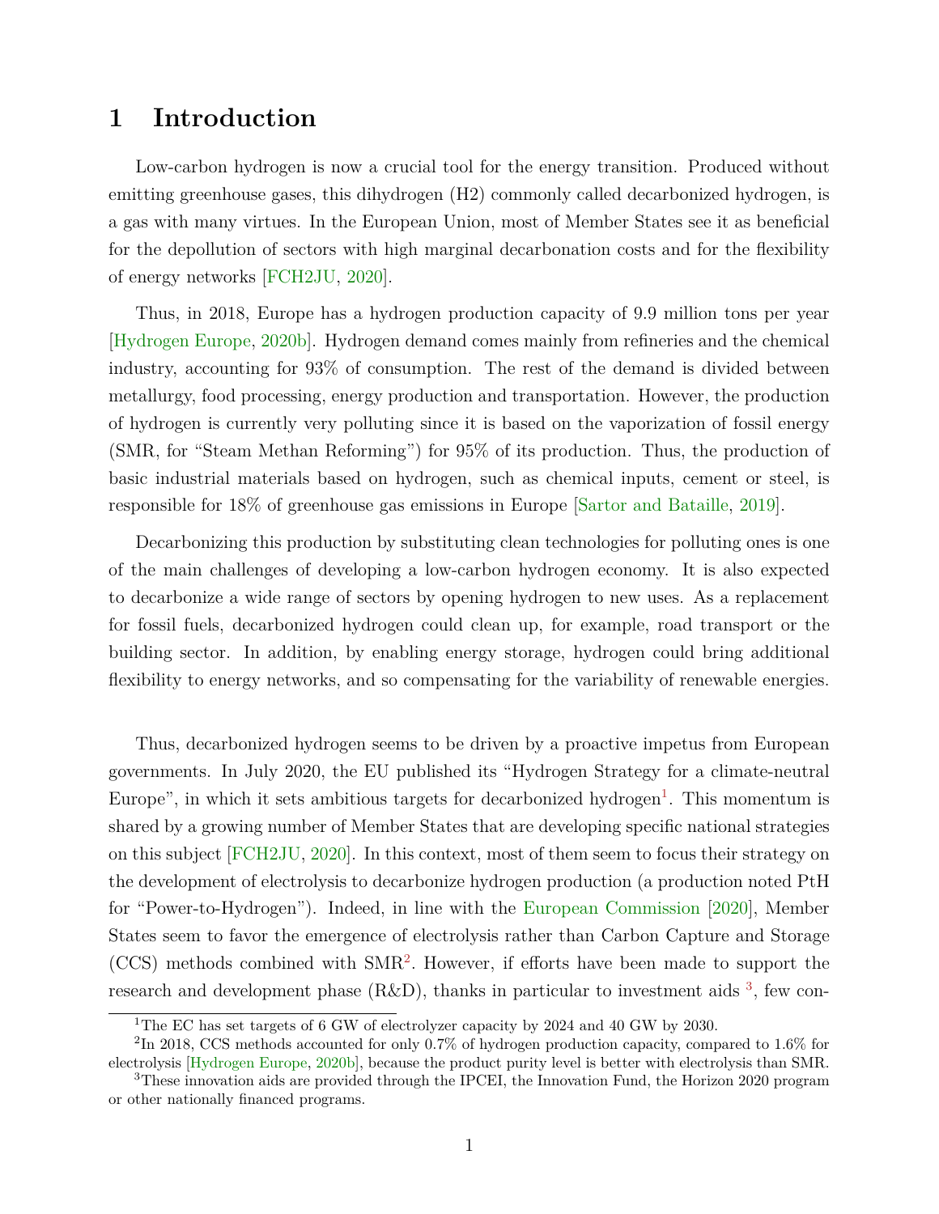# 1 Introduction

Low-carbon hydrogen is now a crucial tool for the energy transition. Produced without emitting greenhouse gases, this dihydrogen (H2) commonly called decarbonized hydrogen, is a gas with many virtues. In the European Union, most of Member States see it as beneficial for the depollution of sectors with high marginal decarbonation costs and for the flexibility of energy networks [FCH2JU, 2020].

Thus, in 2018, Europe has a hydrogen production capacity of 9.9 million tons per year [Hydrogen Europe, 2020b]. Hydrogen demand comes mainly from refineries and the chemical industry, accounting for 93% of consumption. The rest of the demand is divided between metallurgy, food processing, energy production and transportation. However, the production of hydrogen is currently very polluting since it is based on the vaporization of fossil energy (SMR, for "Steam Methan Reforming") for 95% of its production. Thus, the production of basic industrial materials based on hydrogen, such as chemical inputs, cement or steel, is responsible for 18% of greenhouse gas emissions in Europe [Sartor and Bataille, 2019].

Decarbonizing this production by substituting clean technologies for polluting ones is one of the main challenges of developing a low-carbon hydrogen economy. It is also expected to decarbonize a wide range of sectors by opening hydrogen to new uses. As a replacement for fossil fuels, decarbonized hydrogen could clean up, for example, road transport or the building sector. In addition, by enabling energy storage, hydrogen could bring additional flexibility to energy networks, and so compensating for the variability of renewable energies.

Thus, decarbonized hydrogen seems to be driven by a proactive impetus from European governments. In July 2020, the EU published its "Hydrogen Strategy for a climate-neutral Europe", in which it sets ambitious targets for decarbonized hydrogen[1]. This momentum is shared by a growing number of Member States that are developing specific national strategies on this subject [FCH2JU, 2020]. In this context, most of them seem to focus their strategy on the development of electrolysis to decarbonize hydrogen production (a production noted PtH for "Power-to-Hydrogen"). Indeed, in line with the European Commission [2020], Member States seem to favor the emergence of electrolysis rather than Carbon Capture and Storage (CCS) methods combined with SMR[2]. However, if efforts have been made to support the research and development phase (R&D), thanks in particular to investment aids [3], few con-

[1] The EC has set targets of 6 GW of electrolyzer capacity by 2024 and 40 GW by 2030.

[2] In 2018, CCS methods accounted for only 0.7% of hydrogen production capacity, compared to 1.6% for electrolysis [Hydrogen Europe, 2020b], because the product purity level is better with electrolysis than SMR.

[3] These innovation aids are provided through the IPCEI, the Innovation Fund, the Horizon 2020 program or other nationally financed programs.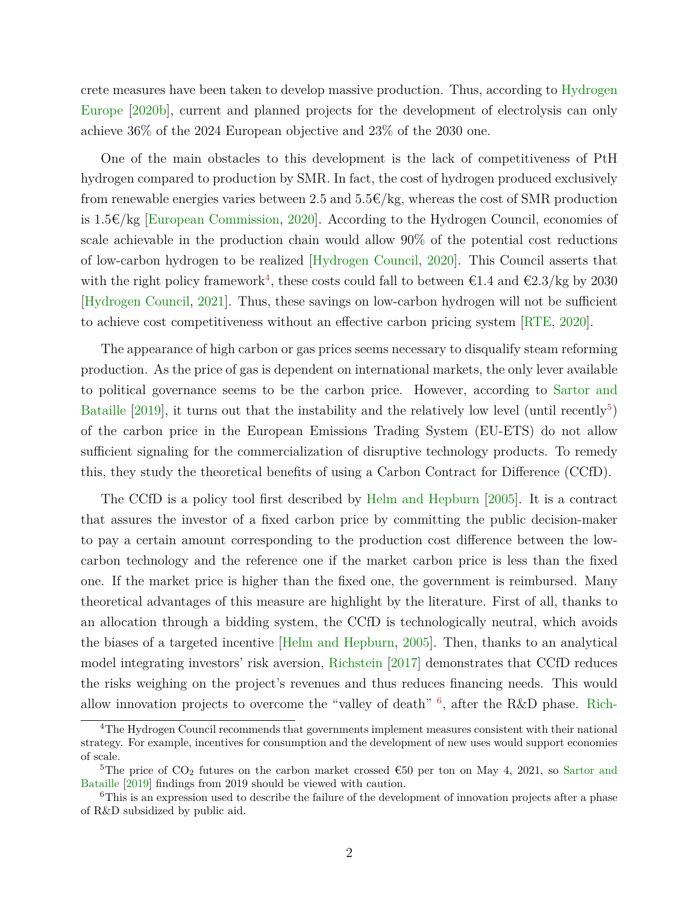crete measures have been taken to develop massive production. Thus, according to Hydrogen Europe [2020b], current and planned projects for the development of electrolysis can only achieve 36% of the 2024 European objective and 23% of the 2030 one.

One of the main obstacles to this development is the lack of competitiveness of PtH hydrogen compared to production by SMR. In fact, the cost of hydrogen produced exclusively from renewable energies varies between 2.5 and 5.5€/kg, whereas the cost of SMR production is 1.5€/kg [European Commission, 2020]. According to the Hydrogen Council, economies of scale achievable in the production chain would allow 90% of the potential cost reductions of low-carbon hydrogen to be realized [Hydrogen Council, 2020]. This Council asserts that with the right policy framework[4], these costs could fall to between €1.4 and €2.3/kg by 2030 [Hydrogen Council, 2021]. Thus, these savings on low-carbon hydrogen will not be sufficient to achieve cost competitiveness without an effective carbon pricing system [RTE, 2020].

The appearance of high carbon or gas prices seems necessary to disqualify steam reforming production. As the price of gas is dependent on international markets, the only lever available to political governance seems to be the carbon price. However, according to Sartor and Bataille [2019], it turns out that the instability and the relatively low level (until recently[5]) of the carbon price in the European Emissions Trading System (EU-ETS) do not allow sufficient signaling for the commercialization of disruptive technology products. To remedy this, they study the theoretical benefits of using a Carbon Contract for Difference (CCfD).

The CCfD is a policy tool first described by Helm and Hepburn [2005]. It is a contract that assures the investor of a fixed carbon price by committing the public decision-maker to pay a certain amount corresponding to the production cost difference between the low-carbon technology and the reference one if the market carbon price is less than the fixed one. If the market price is higher than the fixed one, the government is reimbursed. Many theoretical advantages of this measure are highlight by the literature. First of all, thanks to an allocation through a bidding system, the CCfD is technologically neutral, which avoids the biases of a targeted incentive [Helm and Hepburn, 2005]. Then, thanks to an analytical model integrating investors' risk aversion, Richstein [2017] demonstrates that CCfD reduces the risks weighing on the project's revenues and thus reduces financing needs. This would allow innovation projects to overcome the "valley of death" [6], after the R&D phase. Rich-

[4] The Hydrogen Council recommends that governments implement measures consistent with their national strategy. For example, incentives for consumption and the development of new uses would support economies of scale.

[5] The price of $CO_2$ futures on the carbon market crossed €50 per ton on May 4, 2021, so Sartor and Bataille [2019] findings from 2019 should be viewed with caution.

[6] This is an expression used to describe the failure of the development of innovation projects after a phase of R&D subsidized by public aid.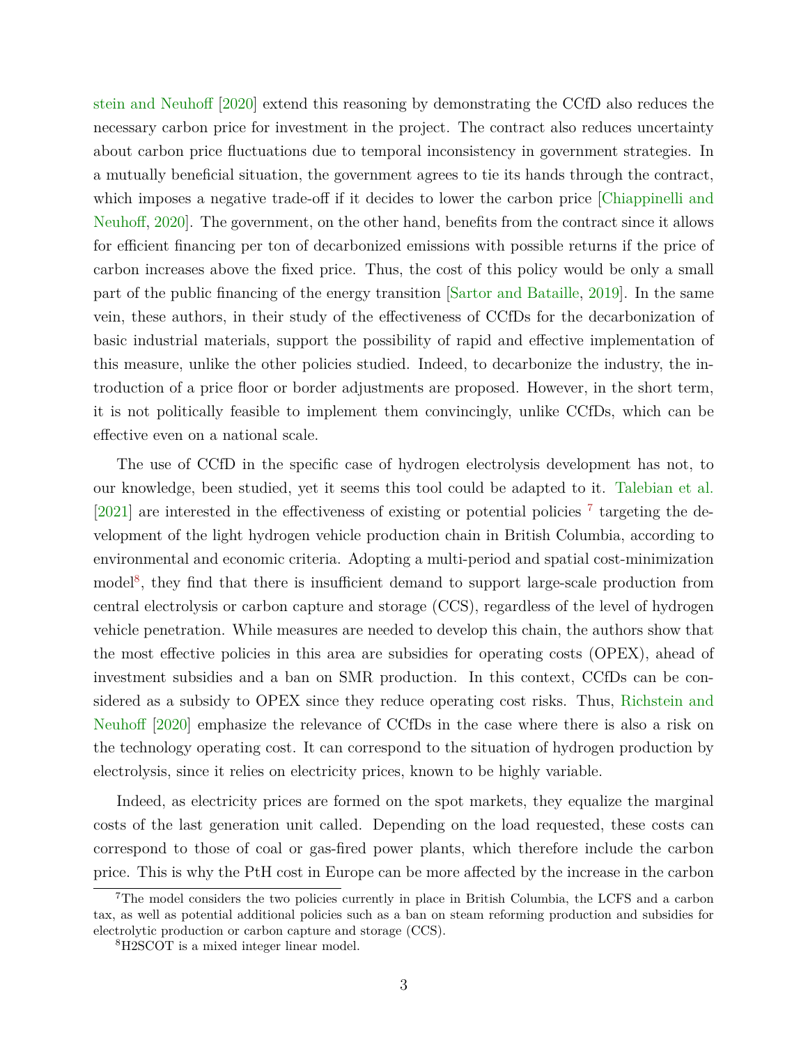stein and Neuhoff [2020] extend this reasoning by demonstrating the CCfD also reduces the necessary carbon price for investment in the project. The contract also reduces uncertainty about carbon price fluctuations due to temporal inconsistency in government strategies. In a mutually beneficial situation, the government agrees to tie its hands through the contract, which imposes a negative trade-off if it decides to lower the carbon price [Chiappinelli and Neuhoff, 2020]. The government, on the other hand, benefits from the contract since it allows for efficient financing per ton of decarbonized emissions with possible returns if the price of carbon increases above the fixed price. Thus, the cost of this policy would be only a small part of the public financing of the energy transition [Sartor and Bataille, 2019]. In the same vein, these authors, in their study of the effectiveness of CCfDs for the decarbonization of basic industrial materials, support the possibility of rapid and effective implementation of this measure, unlike the other policies studied. Indeed, to decarbonize the industry, the introduction of a price floor or border adjustments are proposed. However, in the short term, it is not politically feasible to implement them convincingly, unlike CCfDs, which can be effective even on a national scale.

The use of CCfD in the specific case of hydrogen electrolysis development has not, to our knowledge, been studied, yet it seems this tool could be adapted to it. Talebian et al. [2021] are interested in the effectiveness of existing or potential policies [7] targeting the development of the light hydrogen vehicle production chain in British Columbia, according to environmental and economic criteria. Adopting a multi-period and spatial cost-minimization model[8], they find that there is insufficient demand to support large-scale production from central electrolysis or carbon capture and storage (CCS), regardless of the level of hydrogen vehicle penetration. While measures are needed to develop this chain, the authors show that the most effective policies in this area are subsidies for operating costs (OPEX), ahead of investment subsidies and a ban on SMR production. In this context, CCfDs can be considered as a subsidy to OPEX since they reduce operating cost risks. Thus, Richstein and Neuhoff [2020] emphasize the relevance of CCfDs in the case where there is also a risk on the technology operating cost. It can correspond to the situation of hydrogen production by electrolysis, since it relies on electricity prices, known to be highly variable.

Indeed, as electricity prices are formed on the spot markets, they equalize the marginal costs of the last generation unit called. Depending on the load requested, these costs can correspond to those of coal or gas-fired power plants, which therefore include the carbon price. This is why the PtH cost in Europe can be more affected by the increase in the carbon

[7] The model considers the two policies currently in place in British Columbia, the LCFS and a carbon tax, as well as potential additional policies such as a ban on steam reforming production and subsidies for electrolytic production or carbon capture and storage (CCS).

[8] H2SCOT is a mixed integer linear model.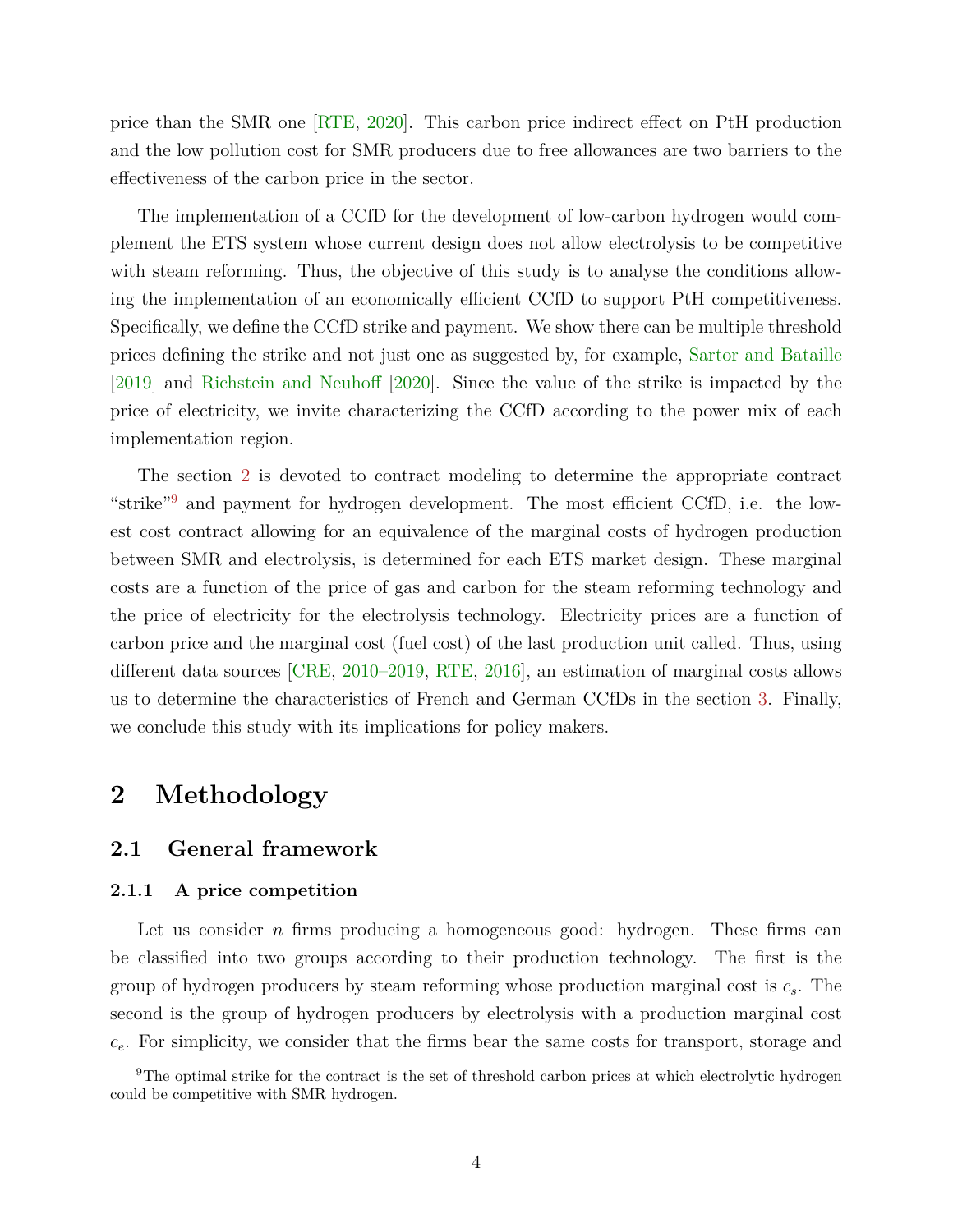price than the SMR one [RTE, 2020]. This carbon price indirect effect on PtH production and the low pollution cost for SMR producers due to free allowances are two barriers to the effectiveness of the carbon price in the sector.

The implementation of a CCfD for the development of low-carbon hydrogen would complement the ETS system whose current design does not allow electrolysis to be competitive with steam reforming. Thus, the objective of this study is to analyse the conditions allowing the implementation of an economically efficient CCfD to support PtH competitiveness. Specifically, we define the CCfD strike and payment. We show there can be multiple threshold prices defining the strike and not just one as suggested by, for example, Sartor and Bataille [2019] and Richstein and Neuhoff [2020]. Since the value of the strike is impacted by the price of electricity, we invite characterizing the CCfD according to the power mix of each implementation region.

The section 2 is devoted to contract modeling to determine the appropriate contract "strike"[9] and payment for hydrogen development. The most efficient CCfD, i.e. the lowest cost contract allowing for an equivalence of the marginal costs of hydrogen production between SMR and electrolysis, is determined for each ETS market design. These marginal costs are a function of the price of gas and carbon for the steam reforming technology and the price of electricity for the electrolysis technology. Electricity prices are a function of carbon price and the marginal cost (fuel cost) of the last production unit called. Thus, using different data sources [CRE, 2010–2019, RTE, 2016], an estimation of marginal costs allows us to determine the characteristics of French and German CCfDs in the section 3. Finally, we conclude this study with its implications for policy makers.

# 2 Methodology

## 2.1 General framework

### 2.1.1 A price competition

Let us consider $n$ firms producing a homogeneous good: hydrogen. These firms can be classified into two groups according to their production technology. The first is the group of hydrogen producers by steam reforming whose production marginal cost is $c_s$. The second is the group of hydrogen producers by electrolysis with a production marginal cost $c_e$. For simplicity, we consider that the firms bear the same costs for transport, storage and

[9] The optimal strike for the contract is the set of threshold carbon prices at which electrolytic hydrogen could be competitive with SMR hydrogen.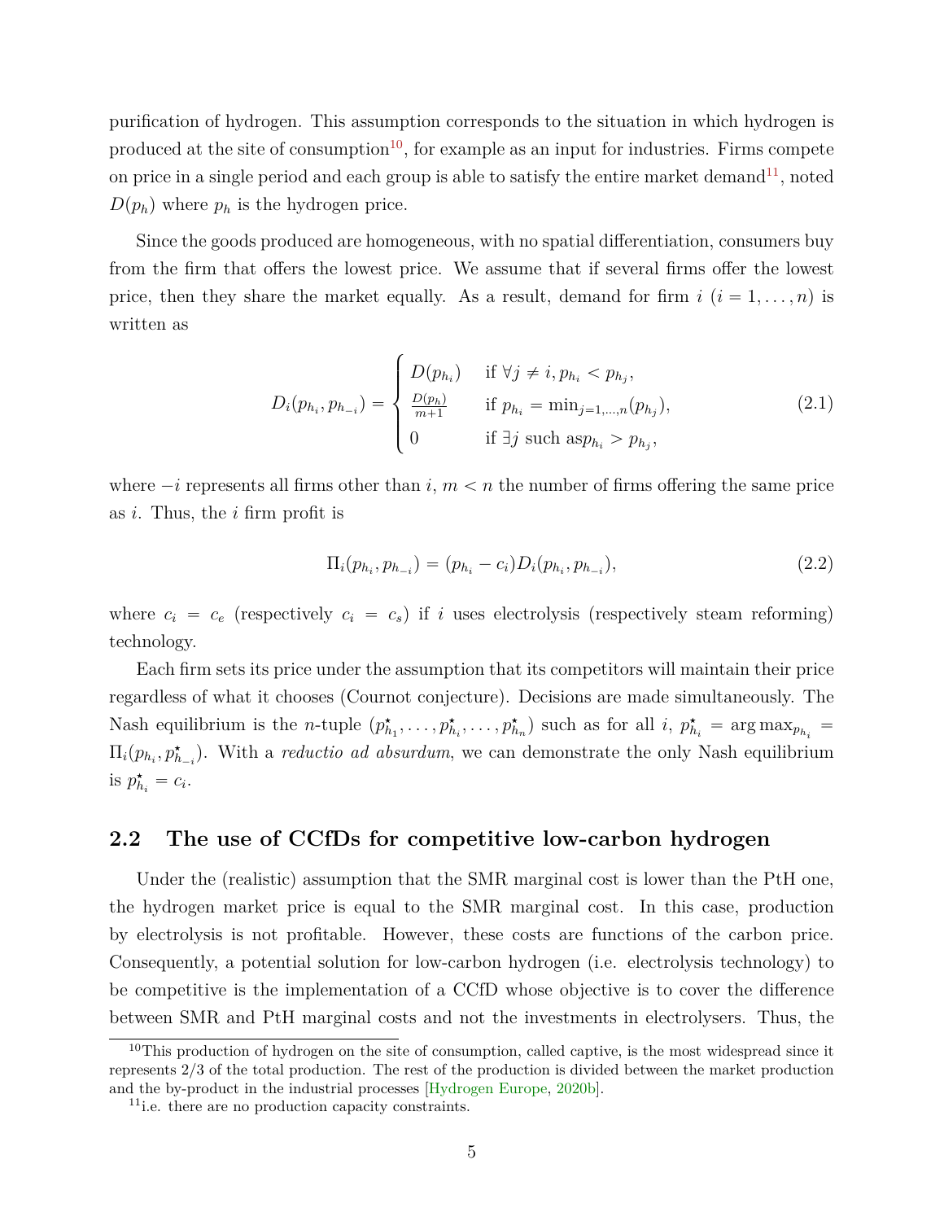purification of hydrogen. This assumption corresponds to the situation in which hydrogen is produced at the site of consumption[10], for example as an input for industries. Firms compete on price in a single period and each group is able to satisfy the entire market demand[11], noted $D(p_h)$ where $p_h$ is the hydrogen price.

Since the goods produced are homogeneous, with no spatial differentiation, consumers buy from the firm that offers the lowest price. We assume that if several firms offer the lowest price, then they share the market equally. As a result, demand for firm $i$ ($i = 1, \ldots, n$) is written as

$$D_i(p_{h_i}, p_{h_{-i}}) = \begin{cases} D(p_{h_i}) & \text{if } \forall j \neq i, p_{h_i} < p_{h_j}, \\ \frac{D(p_h)}{m+1} & \text{if } p_{h_i} = \min_{j=1,\ldots,n}(p_{h_j}), \\ 0 & \text{if } \exists j \text{ such as} p_{h_i} > p_{h_j}, \end{cases} \tag{2.1}$$

where $-i$ represents all firms other than $i$, $m < n$ the number of firms offering the same price as $i$. Thus, the $i$ firm profit is

$$\Pi_i(p_{h_i}, p_{h_{-i}}) = (p_{h_i} - c_i)D_i(p_{h_i}, p_{h_{-i}}), \tag{2.2}$$

where $c_i = c_e$ (respectively $c_i = c_s$) if $i$ uses electrolysis (respectively steam reforming) technology.

Each firm sets its price under the assumption that its competitors will maintain their price regardless of what it chooses (Cournot conjecture). Decisions are made simultaneously. The Nash equilibrium is the $n$-tuple $(p^\star_{h_1}, \ldots, p^\star_{h_i}, \ldots, p^\star_{h_n})$ such as for all $i$, $p^\star_{h_i} = \arg\max_{p_{h_i}} = \Pi_i(p_{h_i}, p^\star_{h_{-i}})$. With a *reductio ad absurdum*, we can demonstrate the only Nash equilibrium is $p^\star_{h_i} = c_i$.

## 2.2 The use of CCfDs for competitive low-carbon hydrogen

Under the (realistic) assumption that the SMR marginal cost is lower than the PtH one, the hydrogen market price is equal to the SMR marginal cost. In this case, production by electrolysis is not profitable. However, these costs are functions of the carbon price. Consequently, a potential solution for low-carbon hydrogen (i.e. electrolysis technology) to be competitive is the implementation of a CCfD whose objective is to cover the difference between SMR and PtH marginal costs and not the investments in electrolysers. Thus, the

[10] This production of hydrogen on the site of consumption, called captive, is the most widespread since it represents 2/3 of the total production. The rest of the production is divided between the market production and the by-product in the industrial processes [Hydrogen Europe, 2020b].

[11] i.e. there are no production capacity constraints.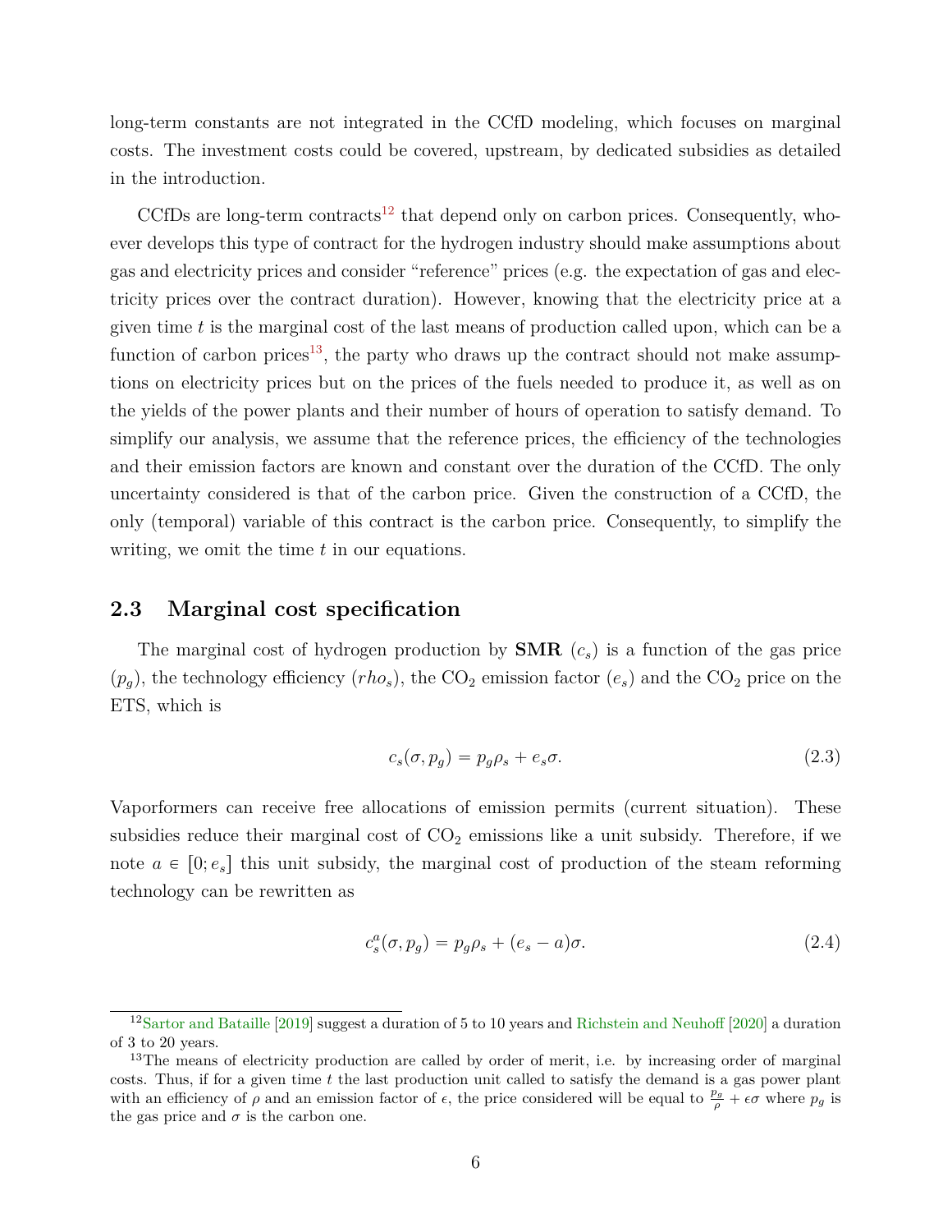long-term constants are not integrated in the CCfD modeling, which focuses on marginal costs. The investment costs could be covered, upstream, by dedicated subsidies as detailed in the introduction.

CCfDs are long-term contracts[12] that depend only on carbon prices. Consequently, whoever develops this type of contract for the hydrogen industry should make assumptions about gas and electricity prices and consider "reference" prices (e.g. the expectation of gas and electricity prices over the contract duration). However, knowing that the electricity price at a given time $t$ is the marginal cost of the last means of production called upon, which can be a function of carbon prices[13], the party who draws up the contract should not make assumptions on electricity prices but on the prices of the fuels needed to produce it, as well as on the yields of the power plants and their number of hours of operation to satisfy demand. To simplify our analysis, we assume that the reference prices, the efficiency of the technologies and their emission factors are known and constant over the duration of the CCfD. The only uncertainty considered is that of the carbon price. Given the construction of a CCfD, the only (temporal) variable of this contract is the carbon price. Consequently, to simplify the writing, we omit the time $t$ in our equations.

## 2.3 Marginal cost specification

The marginal cost of hydrogen production by **SMR** ($c_s$) is a function of the gas price ($p_g$), the technology efficiency ($rho_s$), the $CO_2$ emission factor ($e_s$) and the $CO_2$ price on the ETS, which is

$$c_s(\sigma, p_g) = p_g \rho_s + e_s \sigma. \tag{2.3}$$

Vaporformers can receive free allocations of emission permits (current situation). These subsidies reduce their marginal cost of $CO_2$ emissions like a unit subsidy. Therefore, if we note $a \in [0; e_s]$ this unit subsidy, the marginal cost of production of the steam reforming technology can be rewritten as

$$c_s^a(\sigma, p_g) = p_g \rho_s + (e_s - a)\sigma. \tag{2.4}$$

---

[12] Sartor and Bataille [2019] suggest a duration of 5 to 10 years and Richstein and Neuhoff [2020] a duration of 3 to 20 years.

[13] The means of electricity production are called by order of merit, i.e. by increasing order of marginal costs. Thus, if for a given time $t$ the last production unit called to satisfy the demand is a gas power plant with an efficiency of $\rho$ and an emission factor of $\epsilon$, the price considered will be equal to $\frac{p_g}{\rho} + \epsilon\sigma$ where $p_g$ is the gas price and $\sigma$ is the carbon one.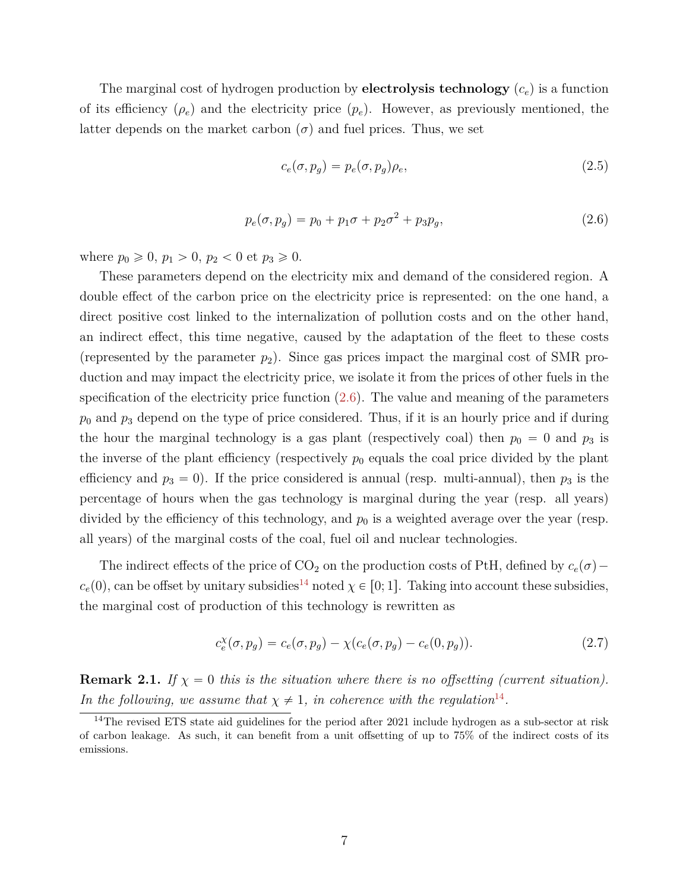The marginal cost of hydrogen production by **electrolysis technology** ($c_e$) is a function of its efficiency ($\rho_e$) and the electricity price ($p_e$). However, as previously mentioned, the latter depends on the market carbon ($\sigma$) and fuel prices. Thus, we set

$$c_e(\sigma, p_g) = p_e(\sigma, p_g)\rho_e, \tag{2.5}$$

$$p_e(\sigma, p_g) = p_0 + p_1\sigma + p_2\sigma^2 + p_3 p_g, \tag{2.6}$$

where $p_0 \geqslant 0$, $p_1 > 0$, $p_2 < 0$ et $p_3 \geqslant 0$.

These parameters depend on the electricity mix and demand of the considered region. A double effect of the carbon price on the electricity price is represented: on the one hand, a direct positive cost linked to the internalization of pollution costs and on the other hand, an indirect effect, this time negative, caused by the adaptation of the fleet to these costs (represented by the parameter $p_2$). Since gas prices impact the marginal cost of SMR production and may impact the electricity price, we isolate it from the prices of other fuels in the specification of the electricity price function (2.6). The value and meaning of the parameters $p_0$ and $p_3$ depend on the type of price considered. Thus, if it is an hourly price and if during the hour the marginal technology is a gas plant (respectively coal) then $p_0 = 0$ and $p_3$ is the inverse of the plant efficiency (respectively $p_0$ equals the coal price divided by the plant efficiency and $p_3 = 0$). If the price considered is annual (resp. multi-annual), then $p_3$ is the percentage of hours when the gas technology is marginal during the year (resp. all years) divided by the efficiency of this technology, and $p_0$ is a weighted average over the year (resp. all years) of the marginal costs of the coal, fuel oil and nuclear technologies.

The indirect effects of the price of $CO_2$ on the production costs of PtH, defined by $c_e(\sigma) - c_e(0)$, can be offset by unitary subsidies[14] noted $\chi \in [0; 1]$. Taking into account these subsidies, the marginal cost of production of this technology is rewritten as

$$c_e^\chi(\sigma, p_g) = c_e(\sigma, p_g) - \chi(c_e(\sigma, p_g) - c_e(0, p_g)). \tag{2.7}$$

**Remark 2.1.** *If $\chi = 0$ this is the situation where there is no offsetting (current situation). In the following, we assume that $\chi \neq 1$, in coherence with the regulation*[14].

[14] The revised ETS state aid guidelines for the period after 2021 include hydrogen as a sub-sector at risk of carbon leakage. As such, it can benefit from a unit offsetting of up to 75% of the indirect costs of its emissions.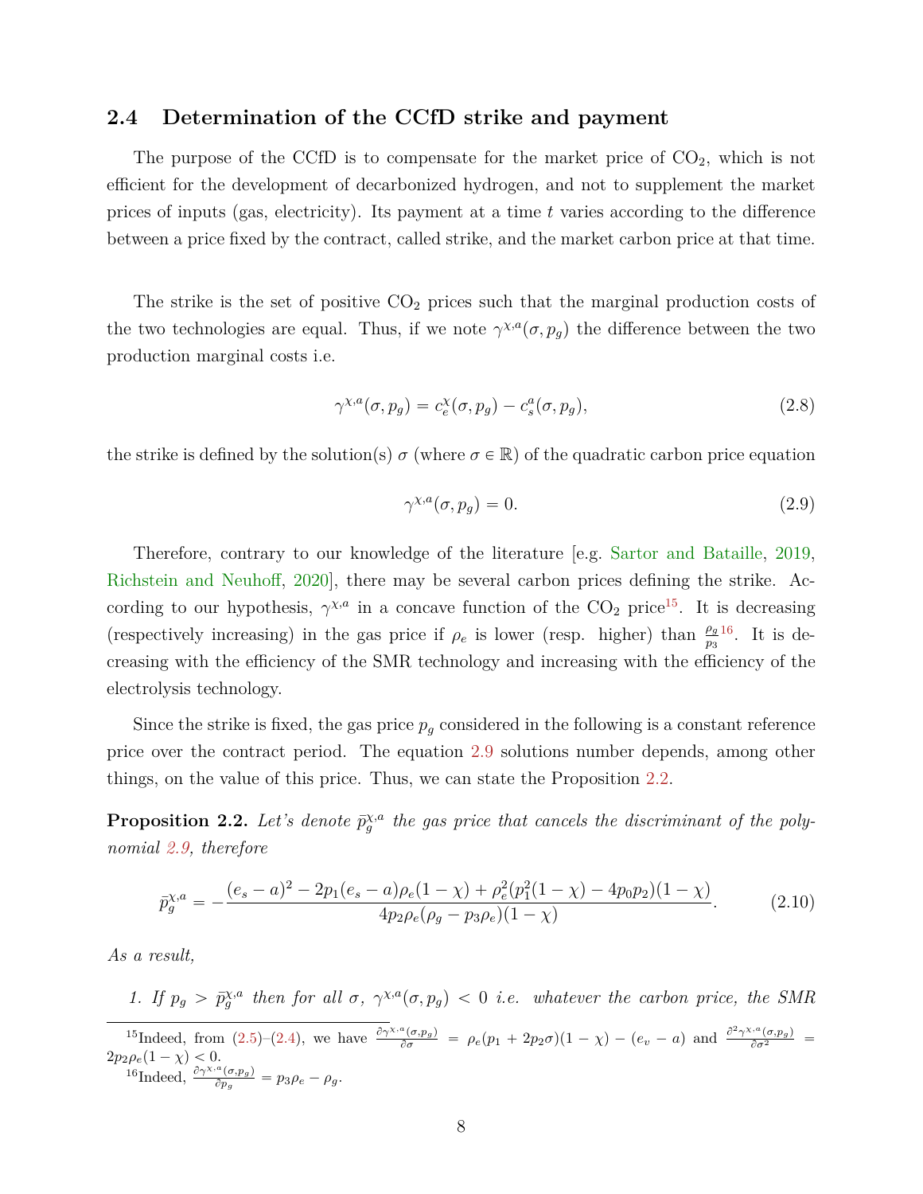### 2.4 Determination of the CCfD strike and payment

The purpose of the CCfD is to compensate for the market price of $CO_2$, which is not efficient for the development of decarbonized hydrogen, and not to supplement the market prices of inputs (gas, electricity). Its payment at a time $t$ varies according to the difference between a price fixed by the contract, called strike, and the market carbon price at that time.

The strike is the set of positive $CO_2$ prices such that the marginal production costs of the two technologies are equal. Thus, if we note $\gamma^{\chi,a}(\sigma, p_g)$ the difference between the two production marginal costs i.e.

$$\gamma^{\chi,a}(\sigma, p_g) = c_e^{\chi}(\sigma, p_g) - c_s^{a}(\sigma, p_g), \tag{2.8}$$

the strike is defined by the solution(s) $\sigma$ (where $\sigma \in \mathbb{R}$) of the quadratic carbon price equation

$$\gamma^{\chi,a}(\sigma, p_g) = 0. \tag{2.9}$$

Therefore, contrary to our knowledge of the literature [e.g. Sartor and Bataille, 2019, Richstein and Neuhoff, 2020], there may be several carbon prices defining the strike. According to our hypothesis, $\gamma^{\chi,a}$ in a concave function of the $CO_2$ price[15]. It is decreasing (respectively increasing) in the gas price if $\rho_e$ is lower (resp. higher) than $\frac{\rho_g}{p_3}$[16]. It is decreasing with the efficiency of the SMR technology and increasing with the efficiency of the electrolysis technology.

Since the strike is fixed, the gas price $p_g$ considered in the following is a constant reference price over the contract period. The equation 2.9 solutions number depends, among other things, on the value of this price. Thus, we can state the Proposition 2.2.

**Proposition 2.2.** *Let's denote $\bar{p}_g^{\chi,a}$ the gas price that cancels the discriminant of the polynomial 2.9, therefore*

$$\bar{p}_g^{\chi,a} = -\frac{(e_s - a)^2 - 2p_1(e_s - a)\rho_e(1-\chi) + \rho_e^2(p_1^2(1-\chi) - 4p_0p_2)(1-\chi)}{4p_2\rho_e(\rho_g - p_3\rho_e)(1-\chi)}. \tag{2.10}$$

*As a result,*

1. *If $p_g > \bar{p}_g^{\chi,a}$ then for all $\sigma$, $\gamma^{\chi,a}(\sigma, p_g) < 0$ i.e. whatever the carbon price, the SMR*

---

[15] Indeed, from (2.5)–(2.4), we have $\frac{\partial \gamma^{\chi,a}(\sigma,p_g)}{\partial \sigma} = \rho_e(p_1 + 2p_2\sigma)(1-\chi) - (e_v - a)$ and $\frac{\partial^2 \gamma^{\chi,a}(\sigma,p_g)}{\partial \sigma^2} = 2p_2\rho_e(1-\chi) < 0$.

[16] Indeed, $\frac{\partial \gamma^{\chi,a}(\sigma,p_g)}{\partial p_g} = p_3\rho_e - \rho_g$.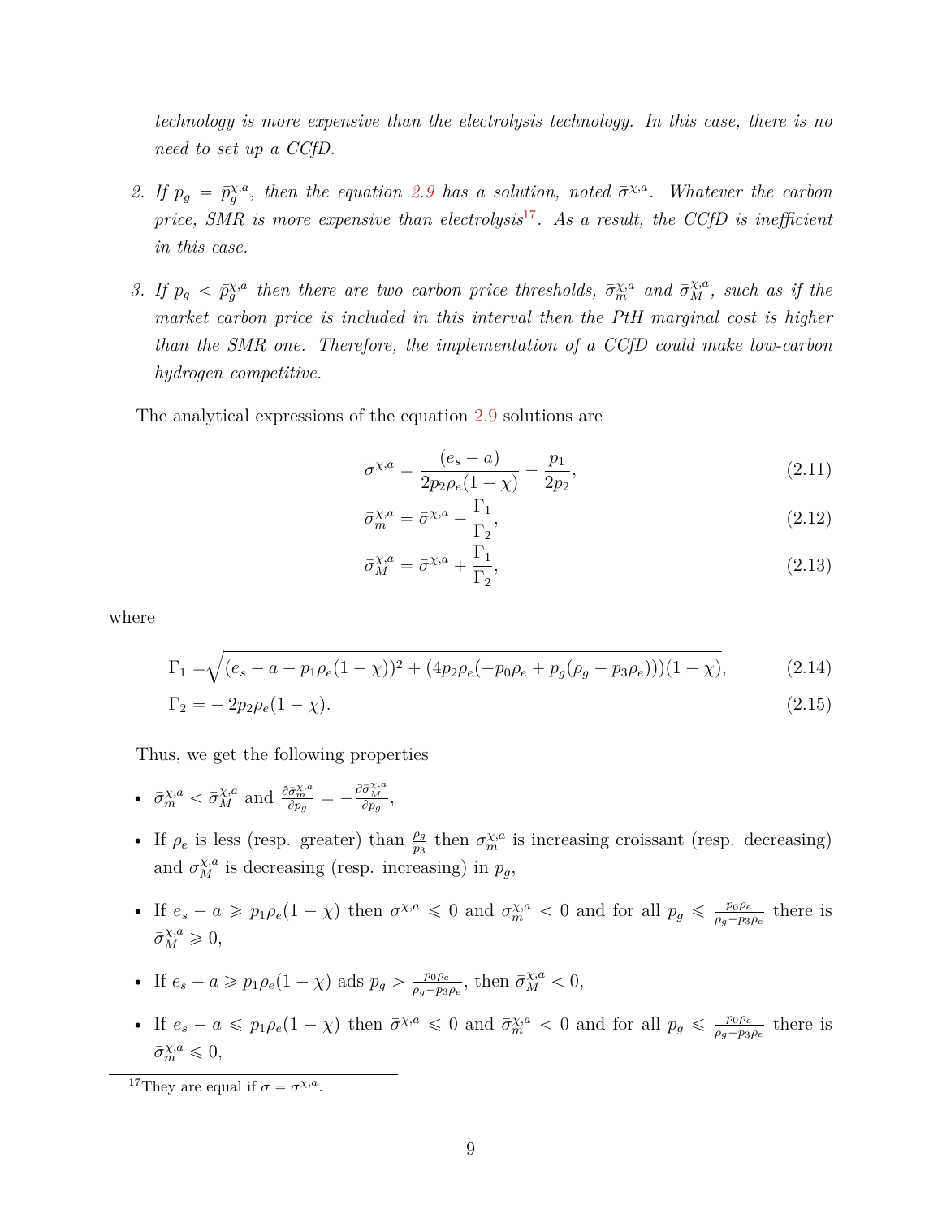*technology is more expensive than the electrolysis technology. In this case, there is no need to set up a CCfD.*

2. *If $p_g = \bar{p}_g^{\chi,a}$, then the equation 2.9 has a solution, noted $\bar{\sigma}^{\chi,a}$. Whatever the carbon price, SMR is more expensive than electrolysis*[17]*. As a result, the CCfD is inefficient in this case.*

3. *If $p_g < \bar{p}_g^{\chi,a}$ then there are two carbon price thresholds, $\bar{\sigma}_m^{\chi,a}$ and $\bar{\sigma}_M^{\chi,a}$, such as if the market carbon price is included in this interval then the PtH marginal cost is higher than the SMR one. Therefore, the implementation of a CCfD could make low-carbon hydrogen competitive.*

The analytical expressions of the equation 2.9 solutions are

$$\bar{\sigma}^{\chi,a} = \frac{(e_s - a)}{2p_2\rho_e(1-\chi)} - \frac{p_1}{2p_2}, \tag{2.11}$$

$$\bar{\sigma}_m^{\chi,a} = \bar{\sigma}^{\chi,a} - \frac{\Gamma_1}{\Gamma_2}, \tag{2.12}$$

$$\bar{\sigma}_M^{\chi,a} = \bar{\sigma}^{\chi,a} + \frac{\Gamma_1}{\Gamma_2}, \tag{2.13}$$

where

$$\Gamma_1 = \sqrt{(e_s - a - p_1\rho_e(1-\chi))^2 + (4p_2\rho_e(-p_0\rho_e + p_g(\rho_g - p_3\rho_e)))(1-\chi)}, \tag{2.14}$$

$$\Gamma_2 = -2p_2\rho_e(1-\chi). \tag{2.15}$$

Thus, we get the following properties

- $\bar{\sigma}_m^{\chi,a} < \bar{\sigma}_M^{\chi,a}$ and $\frac{\partial \bar{\sigma}_m^{\chi,a}}{\partial p_g} = -\frac{\partial \bar{\sigma}_M^{\chi,a}}{\partial p_g}$,
- If $\rho_e$ is less (resp. greater) than $\frac{\rho_g}{p_3}$ then $\sigma_m^{\chi,a}$ is increasing croissant (resp. decreasing) and $\sigma_M^{\chi,a}$ is decreasing (resp. increasing) in $p_g$,
- If $e_s - a \geqslant p_1\rho_e(1-\chi)$ then $\bar{\sigma}^{\chi,a} \leqslant 0$ and $\bar{\sigma}_m^{\chi,a} < 0$ and for all $p_g \leqslant \frac{p_0\rho_e}{\rho_g - p_3\rho_e}$ there is $\bar{\sigma}_M^{\chi,a} \geqslant 0$,
- If $e_s - a \geqslant p_1\rho_e(1-\chi)$ ads $p_g > \frac{p_0\rho_e}{\rho_g - p_3\rho_e}$, then $\bar{\sigma}_M^{\chi,a} < 0$,
- If $e_s - a \leqslant p_1\rho_e(1-\chi)$ then $\bar{\sigma}^{\chi,a} \leqslant 0$ and $\bar{\sigma}_m^{\chi,a} < 0$ and for all $p_g \leqslant \frac{p_0\rho_e}{\rho_g - p_3\rho_e}$ there is $\bar{\sigma}_m^{\chi,a} \leqslant 0$,

[17] They are equal if $\sigma = \bar{\sigma}^{\chi,a}$.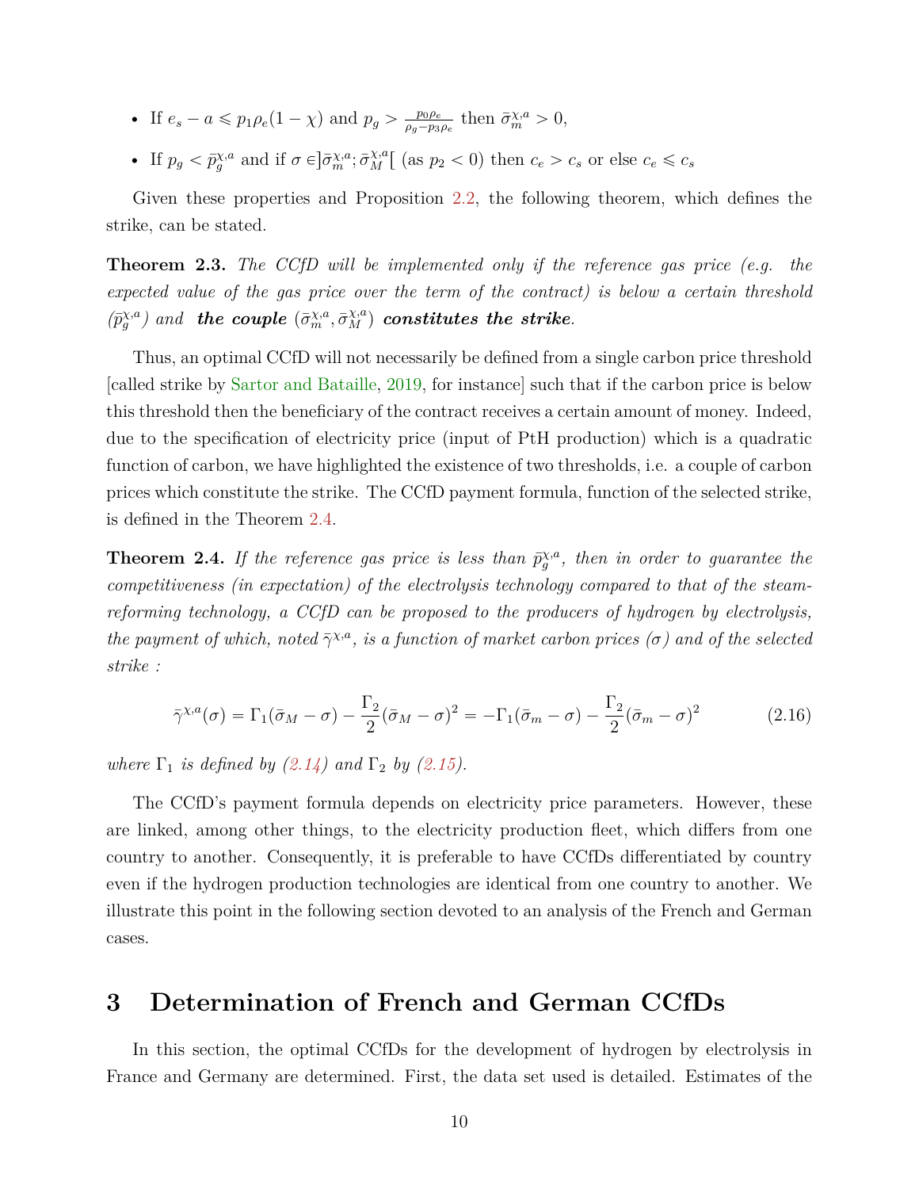- If $e_s - a \leqslant p_1\rho_e(1-\chi)$ and $p_g > \frac{p_0\rho_e}{\rho_g - p_3\rho_e}$ then $\bar{\sigma}_m^{\chi,a} > 0$,
- If $p_g < \bar{p}_g^{\chi,a}$ and if $\sigma \in ]\bar{\sigma}_m^{\chi,a}; \bar{\sigma}_M^{\chi,a}[$ (as $p_2 < 0$) then $c_e > c_s$ or else $c_e \leqslant c_s$

Given these properties and Proposition 2.2, the following theorem, which defines the strike, can be stated.

**Theorem 2.3.** *The CCfD will be implemented only if the reference gas price (e.g. the expected value of the gas price over the term of the contract) is below a certain threshold ($\bar{p}_g^{\chi,a}$) and* ***the couple*** $(\bar{\sigma}_m^{\chi,a}, \bar{\sigma}_M^{\chi,a})$ ***constitutes the strike****.*

Thus, an optimal CCfD will not necessarily be defined from a single carbon price threshold [called strike by Sartor and Bataille, 2019, for instance] such that if the carbon price is below this threshold then the beneficiary of the contract receives a certain amount of money. Indeed, due to the specification of electricity price (input of PtH production) which is a quadratic function of carbon, we have highlighted the existence of two thresholds, i.e. a couple of carbon prices which constitute the strike. The CCfD payment formula, function of the selected strike, is defined in the Theorem 2.4.

**Theorem 2.4.** *If the reference gas price is less than $\bar{p}_g^{\chi,a}$, then in order to guarantee the competitiveness (in expectation) of the electrolysis technology compared to that of the steam-reforming technology, a CCfD can be proposed to the producers of hydrogen by electrolysis, the payment of which, noted $\bar{\gamma}^{\chi,a}$, is a function of market carbon prices ($\sigma$) and of the selected strike :*

$$\bar{\gamma}^{\chi,a}(\sigma) = \Gamma_1(\bar{\sigma}_M - \sigma) - \frac{\Gamma_2}{2}(\bar{\sigma}_M - \sigma)^2 = -\Gamma_1(\bar{\sigma}_m - \sigma) - \frac{\Gamma_2}{2}(\bar{\sigma}_m - \sigma)^2 \tag{2.16}$$

*where $\Gamma_1$ is defined by (2.14) and $\Gamma_2$ by (2.15).*

The CCfD's payment formula depends on electricity price parameters. However, these are linked, among other things, to the electricity production fleet, which differs from one country to another. Consequently, it is preferable to have CCfDs differentiated by country even if the hydrogen production technologies are identical from one country to another. We illustrate this point in the following section devoted to an analysis of the French and German cases.

# 3 Determination of French and German CCfDs

In this section, the optimal CCfDs for the development of hydrogen by electrolysis in France and Germany are determined. First, the data set used is detailed. Estimates of the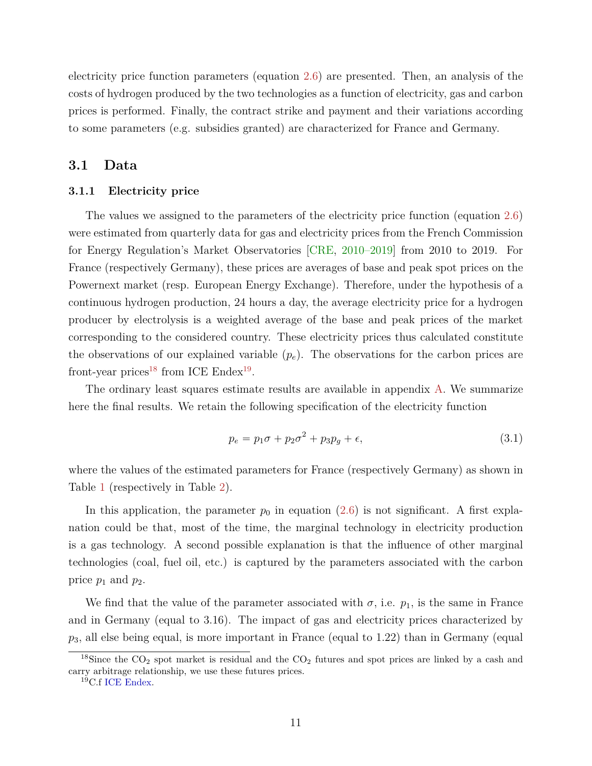electricity price function parameters (equation 2.6) are presented. Then, an analysis of the costs of hydrogen produced by the two technologies as a function of electricity, gas and carbon prices is performed. Finally, the contract strike and payment and their variations according to some parameters (e.g. subsidies granted) are characterized for France and Germany.

## 3.1 Data

### 3.1.1 Electricity price

The values we assigned to the parameters of the electricity price function (equation 2.6) were estimated from quarterly data for gas and electricity prices from the French Commission for Energy Regulation's Market Observatories [CRE, 2010–2019] from 2010 to 2019. For France (respectively Germany), these prices are averages of base and peak spot prices on the Powernext market (resp. European Energy Exchange). Therefore, under the hypothesis of a continuous hydrogen production, 24 hours a day, the average electricity price for a hydrogen producer by electrolysis is a weighted average of the base and peak prices of the market corresponding to the considered country. These electricity prices thus calculated constitute the observations of our explained variable ($p_e$). The observations for the carbon prices are front-year prices[18] from ICE Endex[19].

The ordinary least squares estimate results are available in appendix A. We summarize here the final results. We retain the following specification of the electricity function

$$p_e = p_1\sigma + p_2\sigma^2 + p_3 p_g + \epsilon, \tag{3.1}$$

where the values of the estimated parameters for France (respectively Germany) as shown in Table 1 (respectively in Table 2).

In this application, the parameter $p_0$ in equation (2.6) is not significant. A first explanation could be that, most of the time, the marginal technology in electricity production is a gas technology. A second possible explanation is that the influence of other marginal technologies (coal, fuel oil, etc.) is captured by the parameters associated with the carbon price $p_1$ and $p_2$.

We find that the value of the parameter associated with $\sigma$, i.e. $p_1$, is the same in France and in Germany (equal to 3.16). The impact of gas and electricity prices characterized by $p_3$, all else being equal, is more important in France (equal to 1.22) than in Germany (equal

[18] Since the $CO_2$ spot market is residual and the $CO_2$ futures and spot prices are linked by a cash and carry arbitrage relationship, we use these futures prices.

[19] C.f ICE Endex.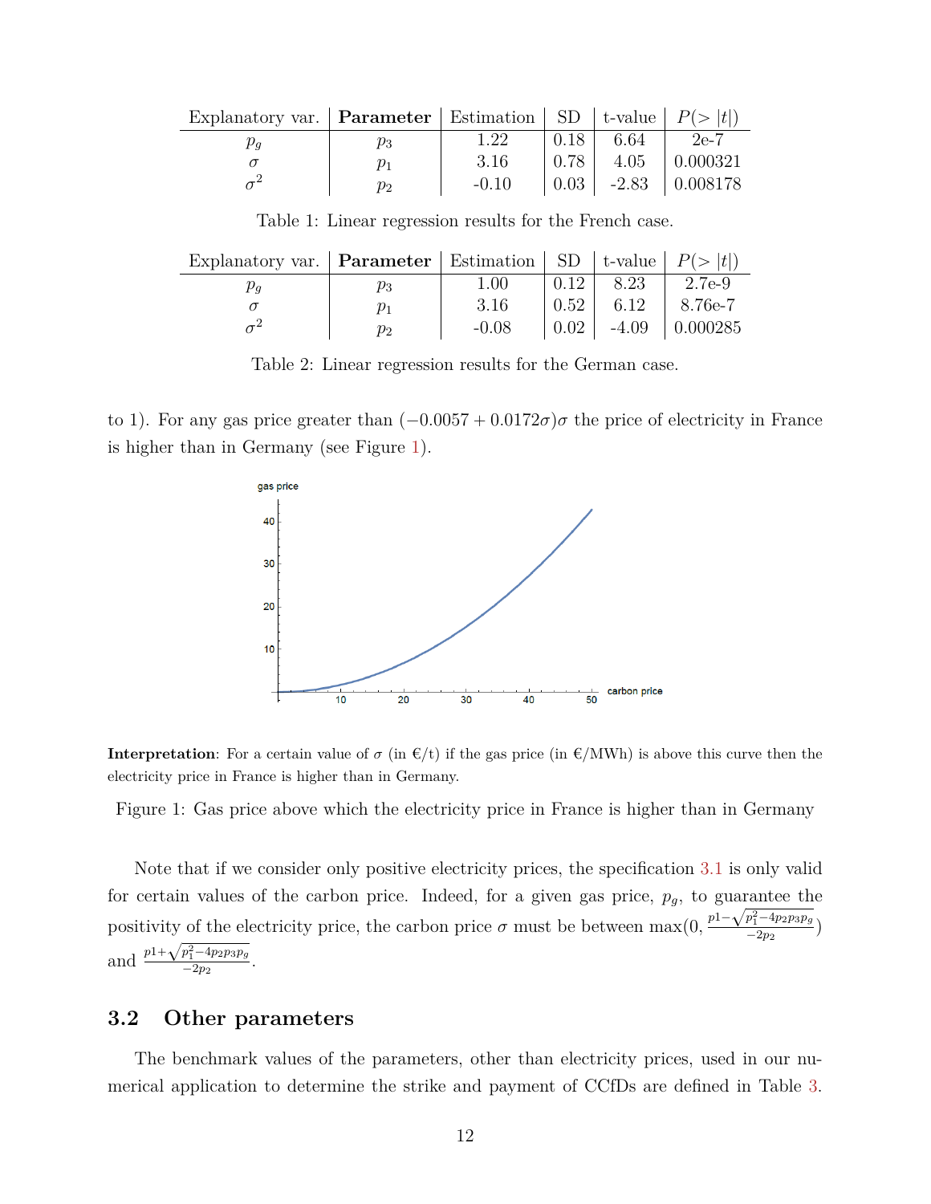| Explanatory var. | **Parameter** | Estimation | SD | t-value | $P(>\|t\|)$ |
|---|---|---|---|---|---|
| $p_g$ | $p_3$ | 1.22 | 0.18 | 6.64 | 2e-7 |
| $\sigma$ | $p_1$ | 3.16 | 0.78 | 4.05 | 0.000321 |
| $\sigma^2$ | $p_2$ | -0.10 | 0.03 | -2.83 | 0.008178 |

Table 1: Linear regression results for the French case.

| Explanatory var. | **Parameter** | Estimation | SD | t-value | $P(>\|t\|)$ |
|---|---|---|---|---|---|
| $p_g$ | $p_3$ | 1.00 | 0.12 | 8.23 | 2.7e-9 |
| $\sigma$ | $p_1$ | 3.16 | 0.52 | 6.12 | 8.76e-7 |
| $\sigma^2$ | $p_2$ | -0.08 | 0.02 | -4.09 | 0.000285 |

Table 2: Linear regression results for the German case.

to 1). For any gas price greater than $(-0.0057 + 0.0172\sigma)\sigma$ the price of electricity in France is higher than in Germany (see Figure 1).

**Interpretation**: For a certain value of $\sigma$ (in €/t) if the gas price (in €/MWh) is above this curve then the electricity price in France is higher than in Germany.

Figure 1: Gas price above which the electricity price in France is higher than in Germany

Note that if we consider only positive electricity prices, the specification 3.1 is only valid for certain values of the carbon price. Indeed, for a given gas price, $p_g$, to guarantee the positivity of the electricity price, the carbon price $\sigma$ must be between $\max(0, \frac{p1-\sqrt{p_1^2-4p_2p_3p_g}}{-2p_2})$ and $\frac{p1+\sqrt{p_1^2-4p_2p_3p_g}}{-2p_2}$.

## 3.2 Other parameters

The benchmark values of the parameters, other than electricity prices, used in our numerical application to determine the strike and payment of CCfDs are defined in Table 3.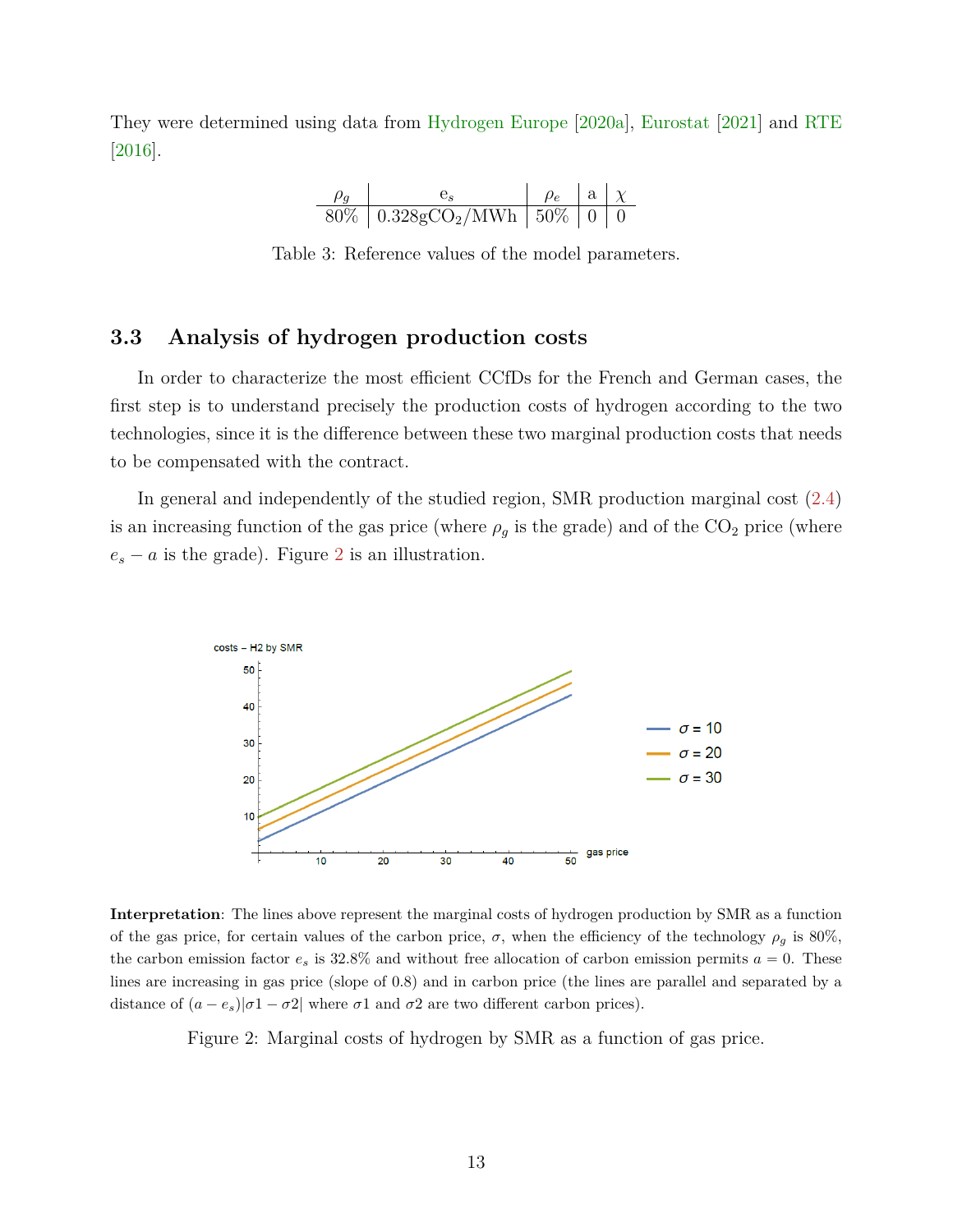They were determined using data from Hydrogen Europe [2020a], Eurostat [2021] and RTE [2016].

| $\rho_g$ | $e_s$ | $\rho_e$ | a | $\chi$ |
|---|---|---|---|---|
| 80% | 0.328g$CO_2$/MWh | 50% | 0 | 0 |

Table 3: Reference values of the model parameters.

### 3.3 Analysis of hydrogen production costs

In order to characterize the most efficient CCfDs for the French and German cases, the first step is to understand precisely the production costs of hydrogen according to the two technologies, since it is the difference between these two marginal production costs that needs to be compensated with the contract.

In general and independently of the studied region, SMR production marginal cost (2.4) is an increasing function of the gas price (where $\rho_g$ is the grade) and of the $CO_2$ price (where $e_s - a$ is the grade). Figure 2 is an illustration.

**Interpretation**: The lines above represent the marginal costs of hydrogen production by SMR as a function of the gas price, for certain values of the carbon price, $\sigma$, when the efficiency of the technology $\rho_g$ is 80%, the carbon emission factor $e_s$ is 32.8% and without free allocation of carbon emission permits $a = 0$. These lines are increasing in gas price (slope of 0.8) and in carbon price (the lines are parallel and separated by a distance of $(a - e_s)|\sigma 1 - \sigma 2|$ where $\sigma 1$ and $\sigma 2$ are two different carbon prices).

Figure 2: Marginal costs of hydrogen by SMR as a function of gas price.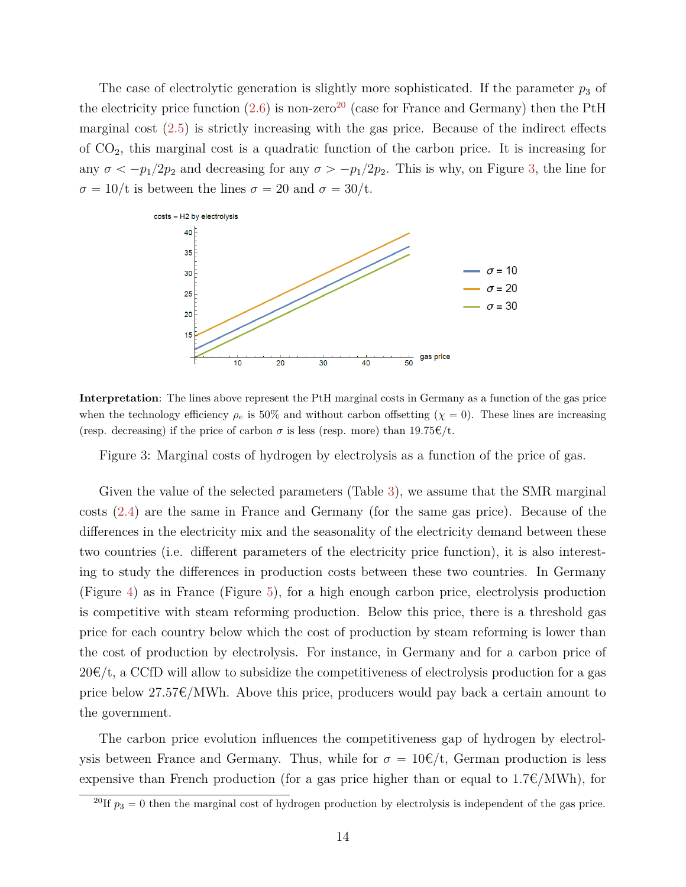The case of electrolytic generation is slightly more sophisticated. If the parameter $p_3$ of the electricity price function (2.6) is non-zero[20] (case for France and Germany) then the PtH marginal cost (2.5) is strictly increasing with the gas price. Because of the indirect effects of $CO_2$, this marginal cost is a quadratic function of the carbon price. It is increasing for any $\sigma < -p_1/2p_2$ and decreasing for any $\sigma > -p_1/2p_2$. This is why, on Figure 3, the line for $\sigma = 10$/t is between the lines $\sigma = 20$ and $\sigma = 30$/t.

**Interpretation**: The lines above represent the PtH marginal costs in Germany as a function of the gas price when the technology efficiency $\rho_e$ is 50% and without carbon offsetting ($\chi = 0$). These lines are increasing (resp. decreasing) if the price of carbon $\sigma$ is less (resp. more) than 19.75€/t.

Figure 3: Marginal costs of hydrogen by electrolysis as a function of the price of gas.

Given the value of the selected parameters (Table 3), we assume that the SMR marginal costs (2.4) are the same in France and Germany (for the same gas price). Because of the differences in the electricity mix and the seasonality of the electricity demand between these two countries (i.e. different parameters of the electricity price function), it is also interesting to study the differences in production costs between these two countries. In Germany (Figure 4) as in France (Figure 5), for a high enough carbon price, electrolysis production is competitive with steam reforming production. Below this price, there is a threshold gas price for each country below which the cost of production by steam reforming is lower than the cost of production by electrolysis. For instance, in Germany and for a carbon price of 20€/t, a CCfD will allow to subsidize the competitiveness of electrolysis production for a gas price below 27.57€/MWh. Above this price, producers would pay back a certain amount to the government.

The carbon price evolution influences the competitiveness gap of hydrogen by electrolysis between France and Germany. Thus, while for $\sigma = 10$€/t, German production is less expensive than French production (for a gas price higher than or equal to 1.7€/MWh), for

[20] If $p_3 = 0$ then the marginal cost of hydrogen production by electrolysis is independent of the gas price.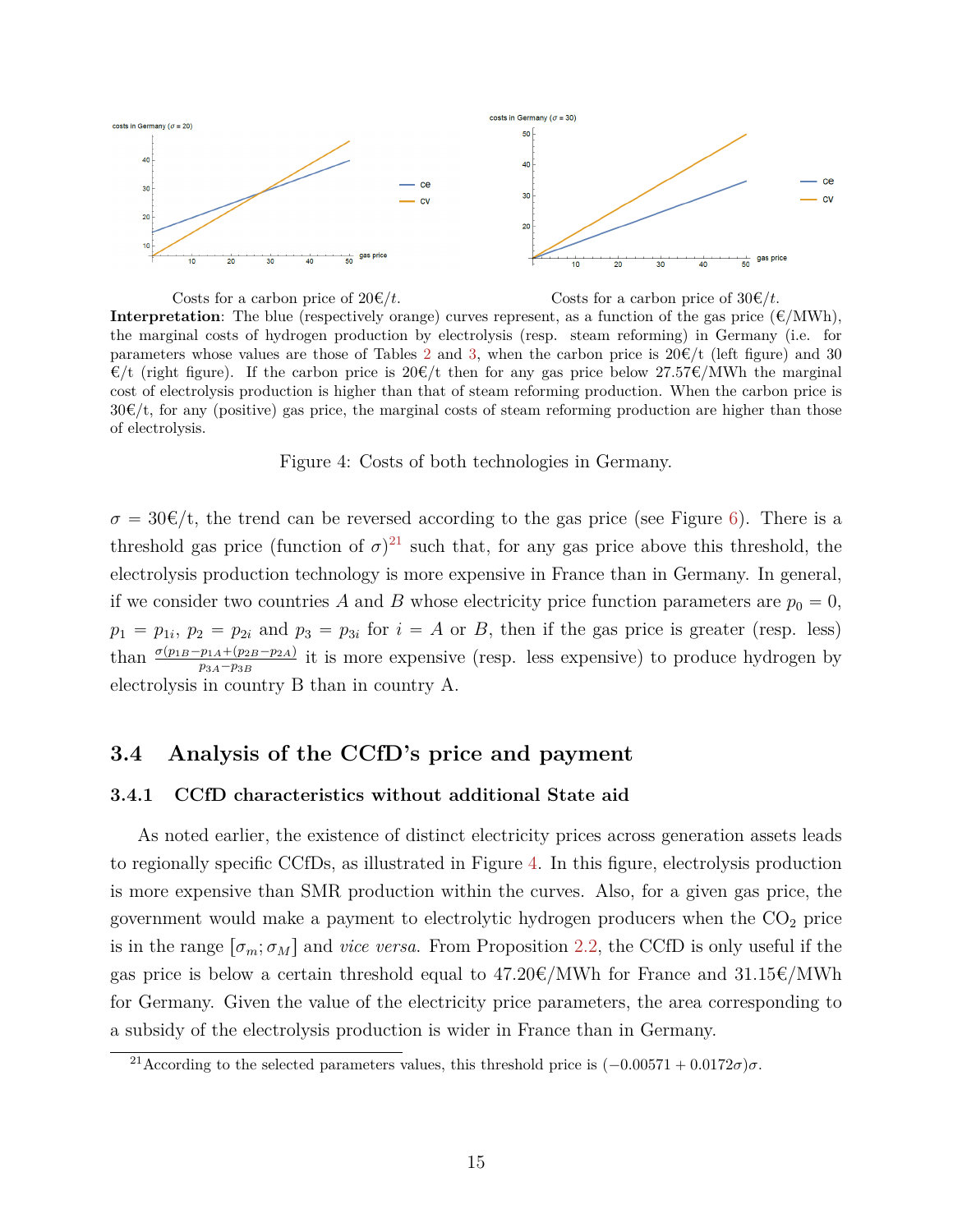Costs for a carbon price of 20€/$t$.

Costs for a carbon price of 30€/$t$.

**Interpretation**: The blue (respectively orange) curves represent, as a function of the gas price (€/MWh), the marginal costs of hydrogen production by electrolysis (resp. steam reforming) in Germany (i.e. for parameters whose values are those of Tables 2 and 3, when the carbon price is 20€/t (left figure) and 30 €/t (right figure). If the carbon price is 20€/t then for any gas price below 27.57€/MWh the marginal cost of electrolysis production is higher than that of steam reforming production. When the carbon price is 30€/t, for any (positive) gas price, the marginal costs of steam reforming production are higher than those of electrolysis.

Figure 4: Costs of both technologies in Germany.

$\sigma = 30$€/t, the trend can be reversed according to the gas price (see Figure 6). There is a threshold gas price (function of $\sigma$)[21] such that, for any gas price above this threshold, the electrolysis production technology is more expensive in France than in Germany. In general, if we consider two countries $A$ and $B$ whose electricity price function parameters are $p_0 = 0$, $p_1 = p_{1i}$, $p_2 = p_{2i}$ and $p_3 = p_{3i}$ for $i = A$ or $B$, then if the gas price is greater (resp. less) than $\frac{\sigma(p_{1B}-p_{1A}+(p_{2B}-p_{2A})}{p_{3A}-p_{3B}}$ it is more expensive (resp. less expensive) to produce hydrogen by electrolysis in country B than in country A.

## 3.4 Analysis of the CCfD's price and payment

### 3.4.1 CCfD characteristics without additional State aid

As noted earlier, the existence of distinct electricity prices across generation assets leads to regionally specific CCfDs, as illustrated in Figure 4. In this figure, electrolysis production is more expensive than SMR production within the curves. Also, for a given gas price, the government would make a payment to electrolytic hydrogen producers when the $CO_2$ price is in the range $[\sigma_m; \sigma_M]$ and *vice versa*. From Proposition 2.2, the CCfD is only useful if the gas price is below a certain threshold equal to 47.20€/MWh for France and 31.15€/MWh for Germany. Given the value of the electricity price parameters, the area corresponding to a subsidy of the electrolysis production is wider in France than in Germany.

[21] According to the selected parameters values, this threshold price is $(-0.00571 + 0.0172\sigma)\sigma$.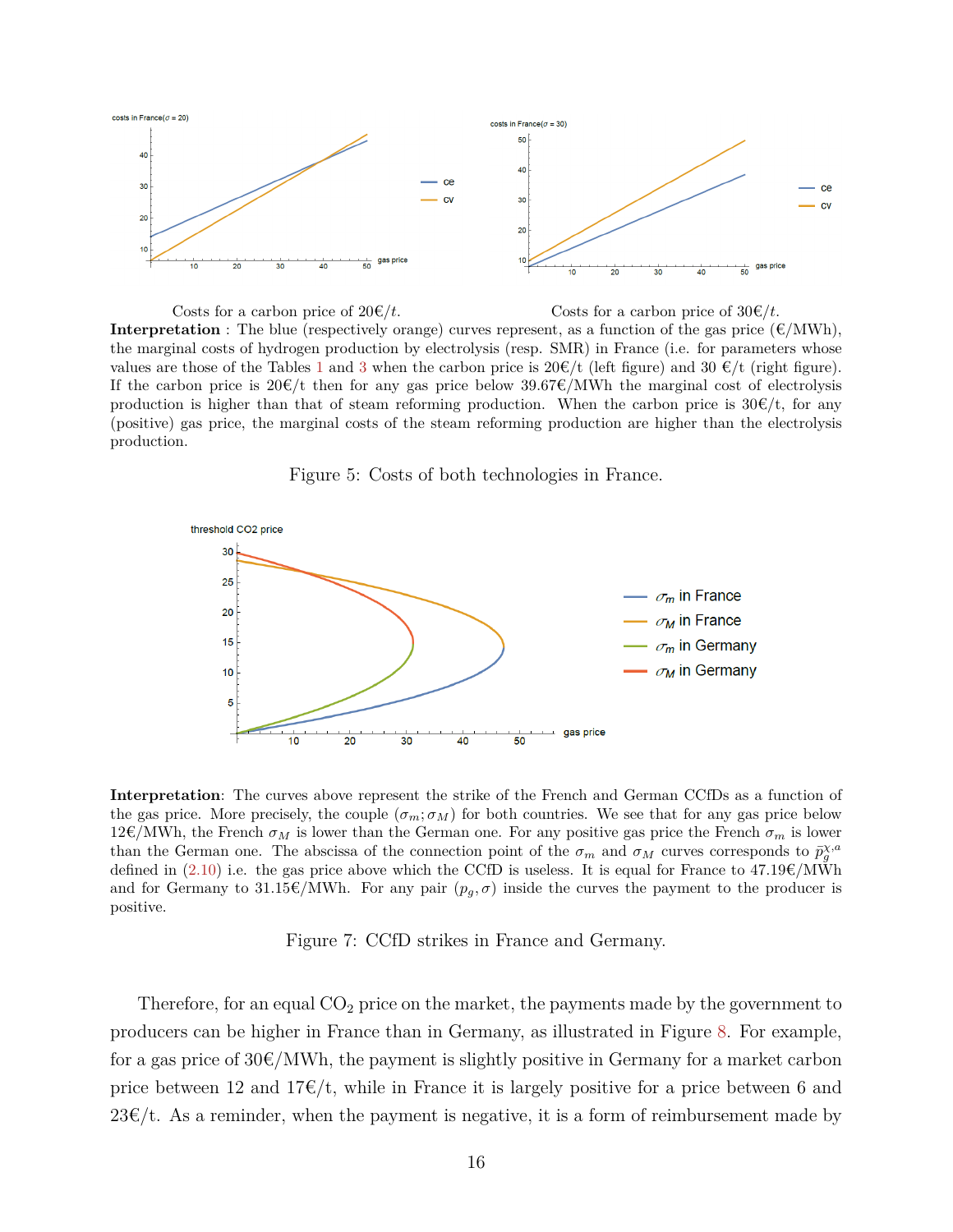Costs for a carbon price of 20€/$t$. Costs for a carbon price of 30€/$t$.

**Interpretation** : The blue (respectively orange) curves represent, as a function of the gas price (€/MWh), the marginal costs of hydrogen production by electrolysis (resp. SMR) in France (i.e. for parameters whose values are those of the Tables 1 and 3 when the carbon price is 20€/t (left figure) and 30 €/t (right figure). If the carbon price is 20€/t then for any gas price below 39.67€/MWh the marginal cost of electrolysis production is higher than that of steam reforming production. When the carbon price is 30€/t, for any (positive) gas price, the marginal costs of the steam reforming production are higher than the electrolysis production.

Figure 5: Costs of both technologies in France.

**Interpretation**: The curves above represent the strike of the French and German CCfDs as a function of the gas price. More precisely, the couple $(\sigma_m; \sigma_M)$ for both countries. We see that for any gas price below 12€/MWh, the French $\sigma_M$ is lower than the German one. For any positive gas price the French $\sigma_m$ is lower than the German one. The abscissa of the connection point of the $\sigma_m$ and $\sigma_M$ curves corresponds to $\bar{p}_g^{\chi,a}$ defined in (2.10) i.e. the gas price above which the CCfD is useless. It is equal for France to 47.19€/MWh and for Germany to 31.15€/MWh. For any pair $(p_g, \sigma)$ inside the curves the payment to the producer is positive.

Figure 7: CCfD strikes in France and Germany.

Therefore, for an equal $CO_2$ price on the market, the payments made by the government to producers can be higher in France than in Germany, as illustrated in Figure 8. For example, for a gas price of 30€/MWh, the payment is slightly positive in Germany for a market carbon price between 12 and 17€/t, while in France it is largely positive for a price between 6 and 23€/t. As a reminder, when the payment is negative, it is a form of reimbursement made by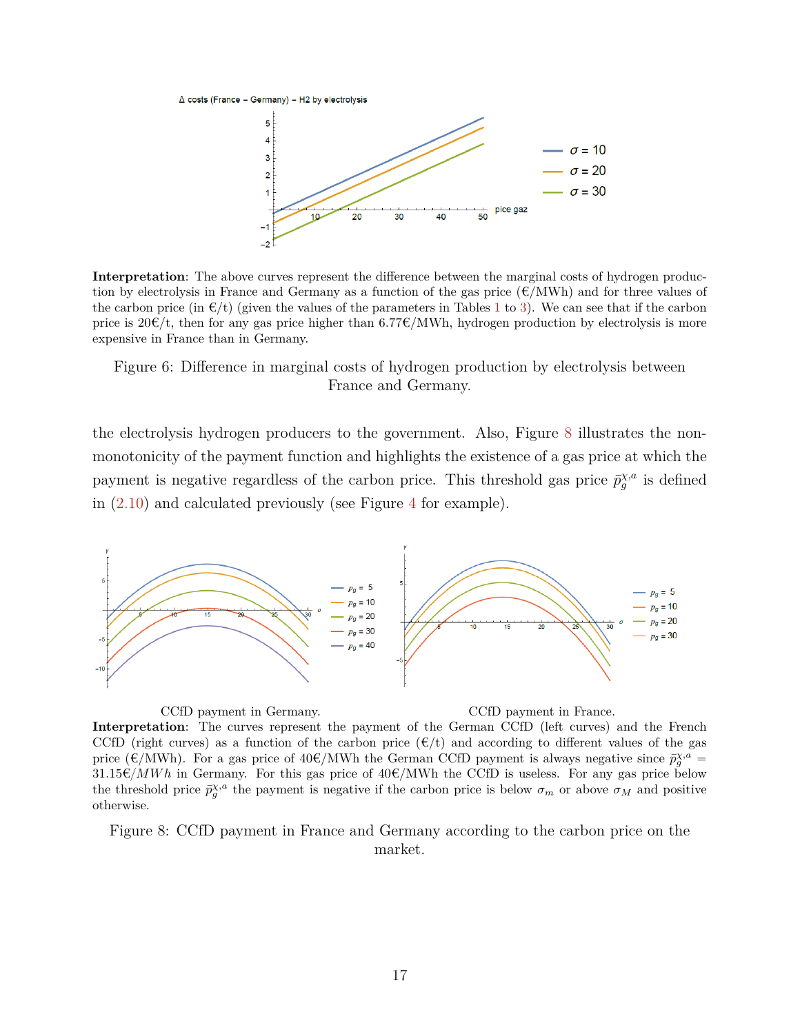**Interpretation**: The above curves represent the difference between the marginal costs of hydrogen production by electrolysis in France and Germany as a function of the gas price (€/MWh) and for three values of the carbon price (in €/t) (given the values of the parameters in Tables 1 to 3). We can see that if the carbon price is 20€/t, then for any gas price higher than 6.77€/MWh, hydrogen production by electrolysis is more expensive in France than in Germany.

Figure 6: Difference in marginal costs of hydrogen production by electrolysis between France and Germany.

the electrolysis hydrogen producers to the government. Also, Figure 8 illustrates the non-monotonicity of the payment function and highlights the existence of a gas price at which the payment is negative regardless of the carbon price. This threshold gas price $\bar{p}_g^{\chi,a}$ is defined in (2.10) and calculated previously (see Figure 4 for example).

CCfD payment in Germany. CCfD payment in France.

**Interpretation**: The curves represent the payment of the German CCfD (left curves) and the French CCfD (right curves) as a function of the carbon price (€/t) and according to different values of the gas price (€/MWh). For a gas price of 40€/MWh the German CCfD payment is always negative since $\bar{p}_g^{\chi,a} = 31.15€/MWh$ in Germany. For this gas price of 40€/MWh the CCfD is useless. For any gas price below the threshold price $\bar{p}_g^{\chi,a}$ the payment is negative if the carbon price is below $\sigma_m$ or above $\sigma_M$ and positive otherwise.

Figure 8: CCfD payment in France and Germany according to the carbon price on the market.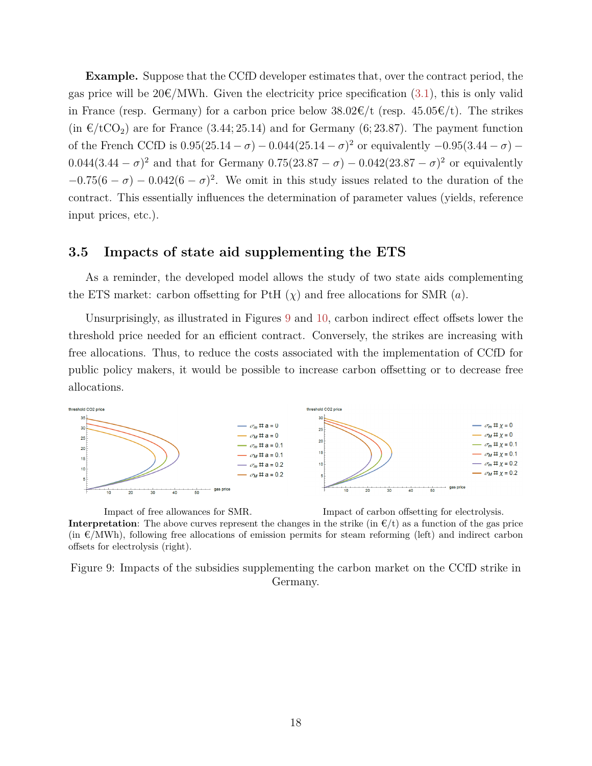**Example.** Suppose that the CCfD developer estimates that, over the contract period, the gas price will be 20€/MWh. Given the electricity price specification (3.1), this is only valid in France (resp. Germany) for a carbon price below 38.02€/t (resp. 45.05€/t). The strikes (in €/t$CO_2$) are for France (3.44; 25.14) and for Germany (6; 23.87). The payment function of the French CCfD is $0.95(25.14 - \sigma) - 0.044(25.14 - \sigma)^2$ or equivalently $-0.95(3.44 - \sigma) - 0.044(3.44 - \sigma)^2$ and that for Germany $0.75(23.87 - \sigma) - 0.042(23.87 - \sigma)^2$ or equivalently $-0.75(6 - \sigma) - 0.042(6 - \sigma)^2$. We omit in this study issues related to the duration of the contract. This essentially influences the determination of parameter values (yields, reference input prices, etc.).

## 3.5 Impacts of state aid supplementing the ETS

As a reminder, the developed model allows the study of two state aids complementing the ETS market: carbon offsetting for PtH ($\chi$) and free allocations for SMR ($a$).

Unsurprisingly, as illustrated in Figures 9 and 10, carbon indirect effect offsets lower the threshold price needed for an efficient contract. Conversely, the strikes are increasing with free allocations. Thus, to reduce the costs associated with the implementation of CCfD for public policy makers, it would be possible to increase carbon offsetting or to decrease free allocations.

Impact of free allowances for SMR. Impact of carbon offsetting for electrolysis.

**Interpretation**: The above curves represent the changes in the strike (in €/t) as a function of the gas price (in €/MWh), following free allocations of emission permits for steam reforming (left) and indirect carbon offsets for electrolysis (right).

Figure 9: Impacts of the subsidies supplementing the carbon market on the CCfD strike in Germany.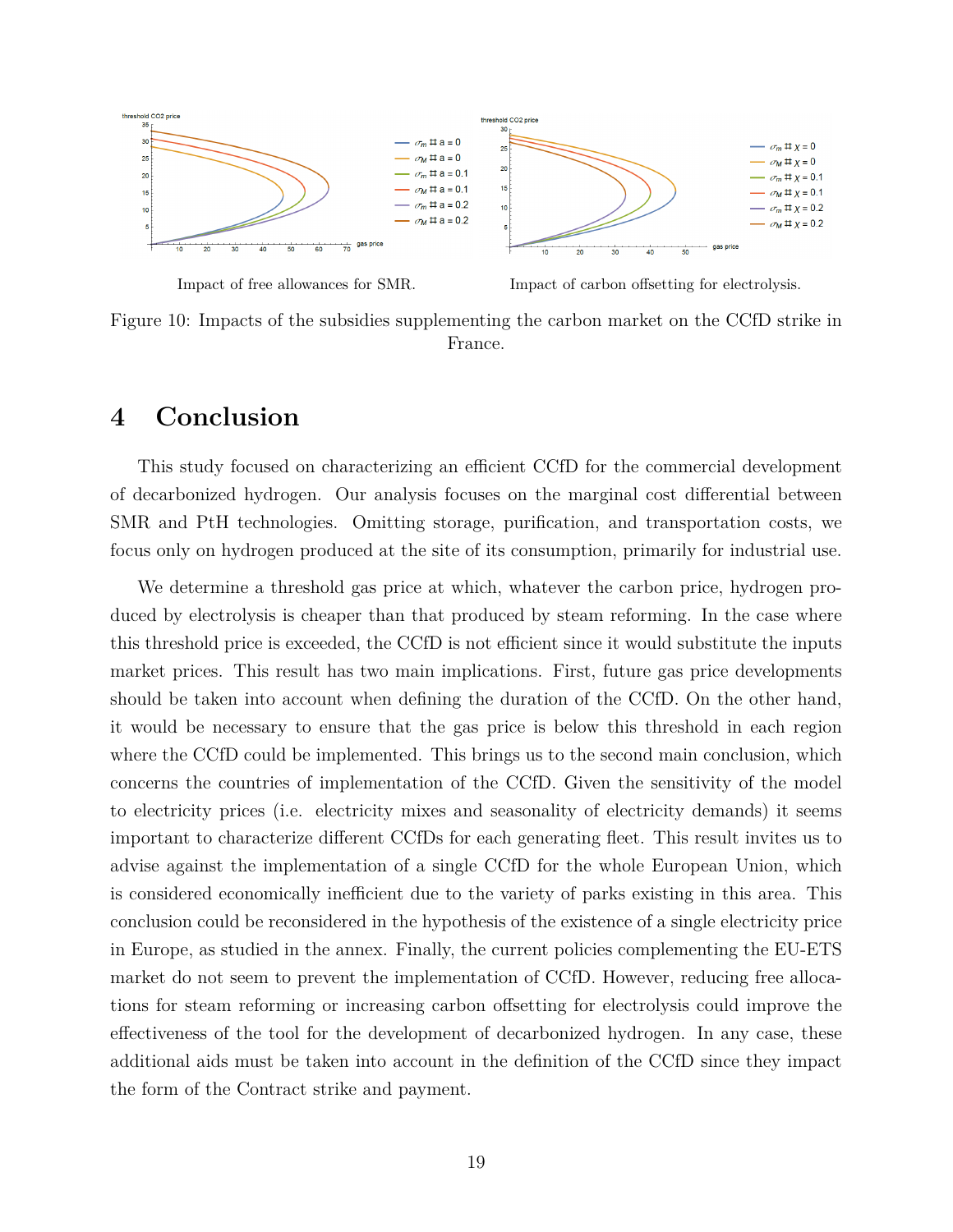Impact of free allowances for SMR.

Impact of carbon offsetting for electrolysis.

Figure 10: Impacts of the subsidies supplementing the carbon market on the CCfD strike in France.

# 4 Conclusion

This study focused on characterizing an efficient CCfD for the commercial development of decarbonized hydrogen. Our analysis focuses on the marginal cost differential between SMR and PtH technologies. Omitting storage, purification, and transportation costs, we focus only on hydrogen produced at the site of its consumption, primarily for industrial use.

We determine a threshold gas price at which, whatever the carbon price, hydrogen produced by electrolysis is cheaper than that produced by steam reforming. In the case where this threshold price is exceeded, the CCfD is not efficient since it would substitute the inputs market prices. This result has two main implications. First, future gas price developments should be taken into account when defining the duration of the CCfD. On the other hand, it would be necessary to ensure that the gas price is below this threshold in each region where the CCfD could be implemented. This brings us to the second main conclusion, which concerns the countries of implementation of the CCfD. Given the sensitivity of the model to electricity prices (i.e. electricity mixes and seasonality of electricity demands) it seems important to characterize different CCfDs for each generating fleet. This result invites us to advise against the implementation of a single CCfD for the whole European Union, which is considered economically inefficient due to the variety of parks existing in this area. This conclusion could be reconsidered in the hypothesis of the existence of a single electricity price in Europe, as studied in the annex. Finally, the current policies complementing the EU-ETS market do not seem to prevent the implementation of CCfD. However, reducing free allocations for steam reforming or increasing carbon offsetting for electrolysis could improve the effectiveness of the tool for the development of decarbonized hydrogen. In any case, these additional aids must be taken into account in the definition of the CCfD since they impact the form of the Contract strike and payment.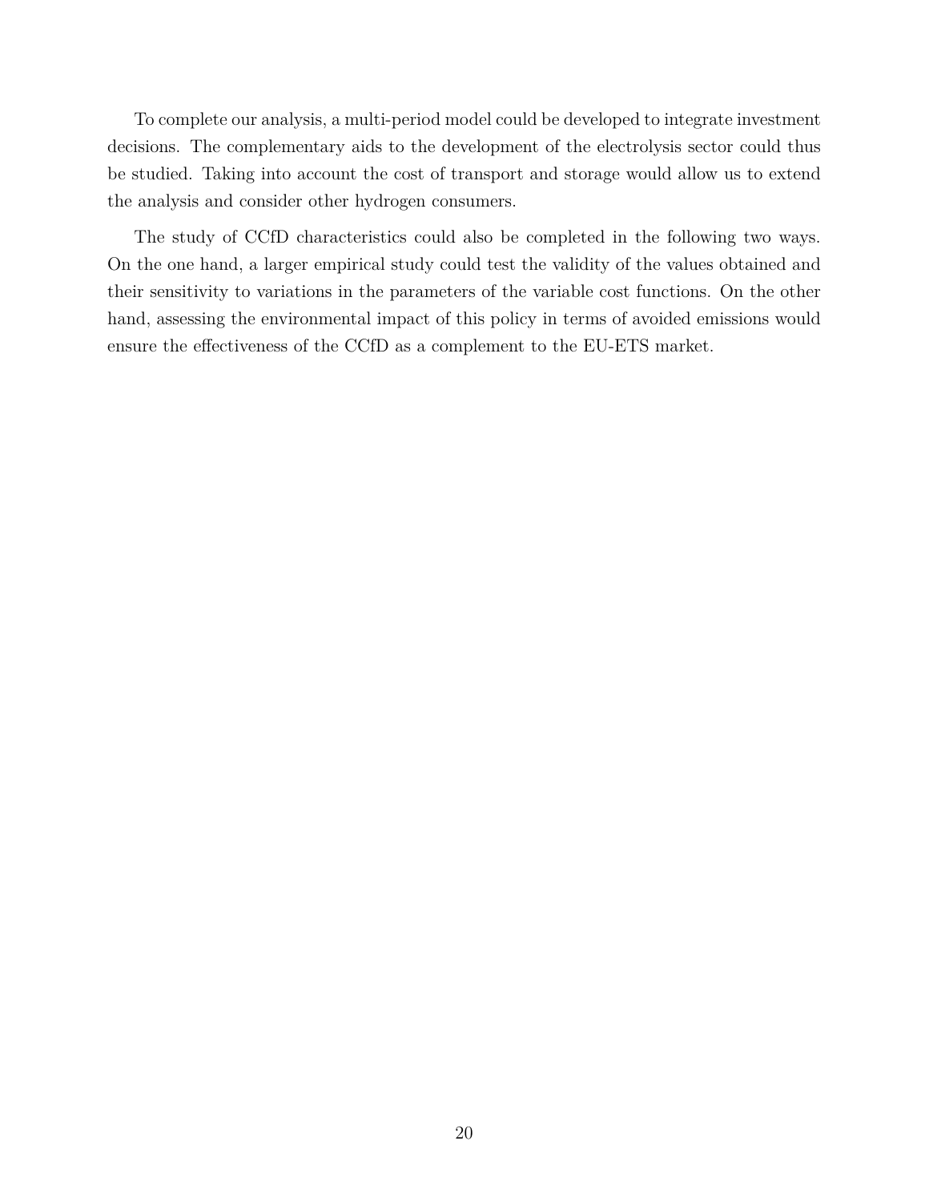To complete our analysis, a multi-period model could be developed to integrate investment decisions. The complementary aids to the development of the electrolysis sector could thus be studied. Taking into account the cost of transport and storage would allow us to extend the analysis and consider other hydrogen consumers.

The study of CCfD characteristics could also be completed in the following two ways. On the one hand, a larger empirical study could test the validity of the values obtained and their sensitivity to variations in the parameters of the variable cost functions. On the other hand, assessing the environmental impact of this policy in terms of avoided emissions would ensure the effectiveness of the CCfD as a complement to the EU-ETS market.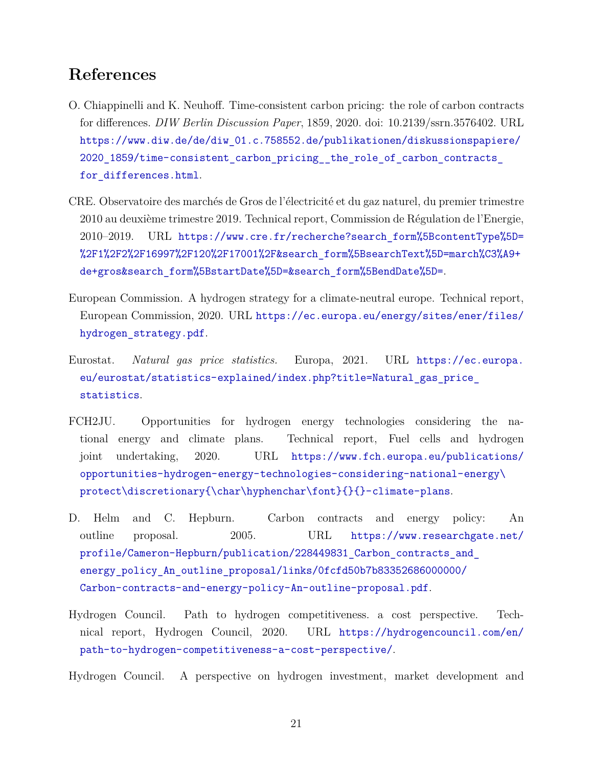# References

O. Chiappinelli and K. Neuhoff. Time-consistent carbon pricing: the role of carbon contracts for differences. *DIW Berlin Discussion Paper*, 1859, 2020. doi: 10.2139/ssrn.3576402. URL https://www.diw.de/de/diw_01.c.758552.de/publikationen/diskussionspapiere/2020_1859/time-consistent_carbon_pricing__the_role_of_carbon_contracts_for_differences.html.

CRE. Observatoire des marchés de Gros de l'électricité et du gaz naturel, du premier trimestre 2010 au deuxième trimestre 2019. Technical report, Commission de Régulation de l'Energie, 2010–2019. URL https://www.cre.fr/recherche?search_form%5BcontentType%5D=%2F1%2F2%2F16997%2F120%2F17001%2F&search_form%5BsearchText%5D=march%C3%A9+de+gros&search_form%5BstartDate%5D=&search_form%5BendDate%5D=.

European Commission. A hydrogen strategy for a climate-neutral europe. Technical report, European Commission, 2020. URL https://ec.europa.eu/energy/sites/ener/files/hydrogen_strategy.pdf.

Eurostat. *Natural gas price statistics*. Europa, 2021. URL https://ec.europa.eu/eurostat/statistics-explained/index.php?title=Natural_gas_price_statistics.

FCH2JU. Opportunities for hydrogen energy technologies considering the national energy and climate plans. Technical report, Fuel cells and hydrogen joint undertaking, 2020. URL https://www.fch.europa.eu/publications/opportunities-hydrogen-energy-technologies-considering-national-energy\protect\discretionary{\char\hyphenchar\font}{}{}-climate-plans.

D. Helm and C. Hepburn. Carbon contracts and energy policy: An outline proposal. 2005. URL https://www.researchgate.net/profile/Cameron-Hepburn/publication/228449831_Carbon_contracts_and_energy_policy_An_outline_proposal/links/0fcfd50b7b83352686000000/Carbon-contracts-and-energy-policy-An-outline-proposal.pdf.

Hydrogen Council. Path to hydrogen competitiveness. a cost perspective. Technical report, Hydrogen Council, 2020. URL https://hydrogencouncil.com/en/path-to-hydrogen-competitiveness-a-cost-perspective/.

Hydrogen Council. A perspective on hydrogen investment, market development and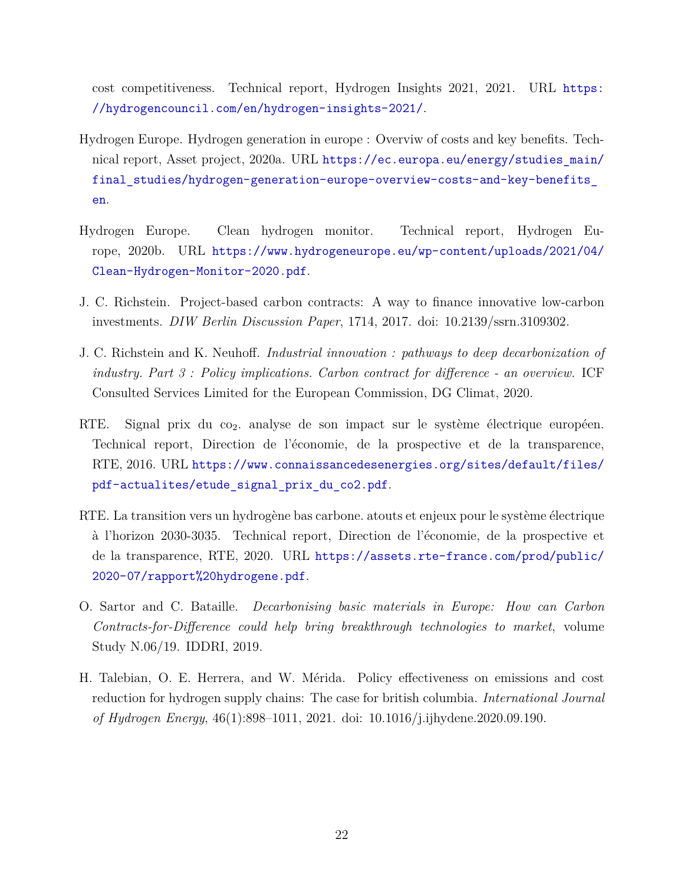cost competitiveness. Technical report, Hydrogen Insights 2021, 2021. URL https://hydrogencouncil.com/en/hydrogen-insights-2021/.

Hydrogen Europe. Hydrogen generation in europe : Overviw of costs and key benefits. Technical report, Asset project, 2020a. URL https://ec.europa.eu/energy/studies_main/final_studies/hydrogen-generation-europe-overview-costs-and-key-benefits_en.

Hydrogen Europe. Clean hydrogen monitor. Technical report, Hydrogen Europe, 2020b. URL https://www.hydrogeneurope.eu/wp-content/uploads/2021/04/Clean-Hydrogen-Monitor-2020.pdf.

J. C. Richstein. Project-based carbon contracts: A way to finance innovative low-carbon investments. *DIW Berlin Discussion Paper*, 1714, 2017. doi: 10.2139/ssrn.3109302.

J. C. Richstein and K. Neuhoff. *Industrial innovation : pathways to deep decarbonization of industry. Part 3 : Policy implications. Carbon contract for difference - an overview.* ICF Consulted Services Limited for the European Commission, DG Climat, 2020.

RTE. Signal prix du $co_2$. analyse de son impact sur le système électrique européen. Technical report, Direction de l'économie, de la prospective et de la transparence, RTE, 2016. URL https://www.connaissancedesenergies.org/sites/default/files/pdf-actualites/etude_signal_prix_du_co2.pdf.

RTE. La transition vers un hydrogène bas carbone. atouts et enjeux pour le système électrique à l'horizon 2030-3035. Technical report, Direction de l'économie, de la prospective et de la transparence, RTE, 2020. URL https://assets.rte-france.com/prod/public/2020-07/rapport%20hydrogene.pdf.

O. Sartor and C. Bataille. *Decarbonising basic materials in Europe: How can Carbon Contracts-for-Difference could help bring breakthrough technologies to market*, volume Study N.06/19. IDDRI, 2019.

H. Talebian, O. E. Herrera, and W. Mérida. Policy effectiveness on emissions and cost reduction for hydrogen supply chains: The case for british columbia. *International Journal of Hydrogen Energy*, 46(1):898–1011, 2021. doi: 10.1016/j.ijhydene.2020.09.190.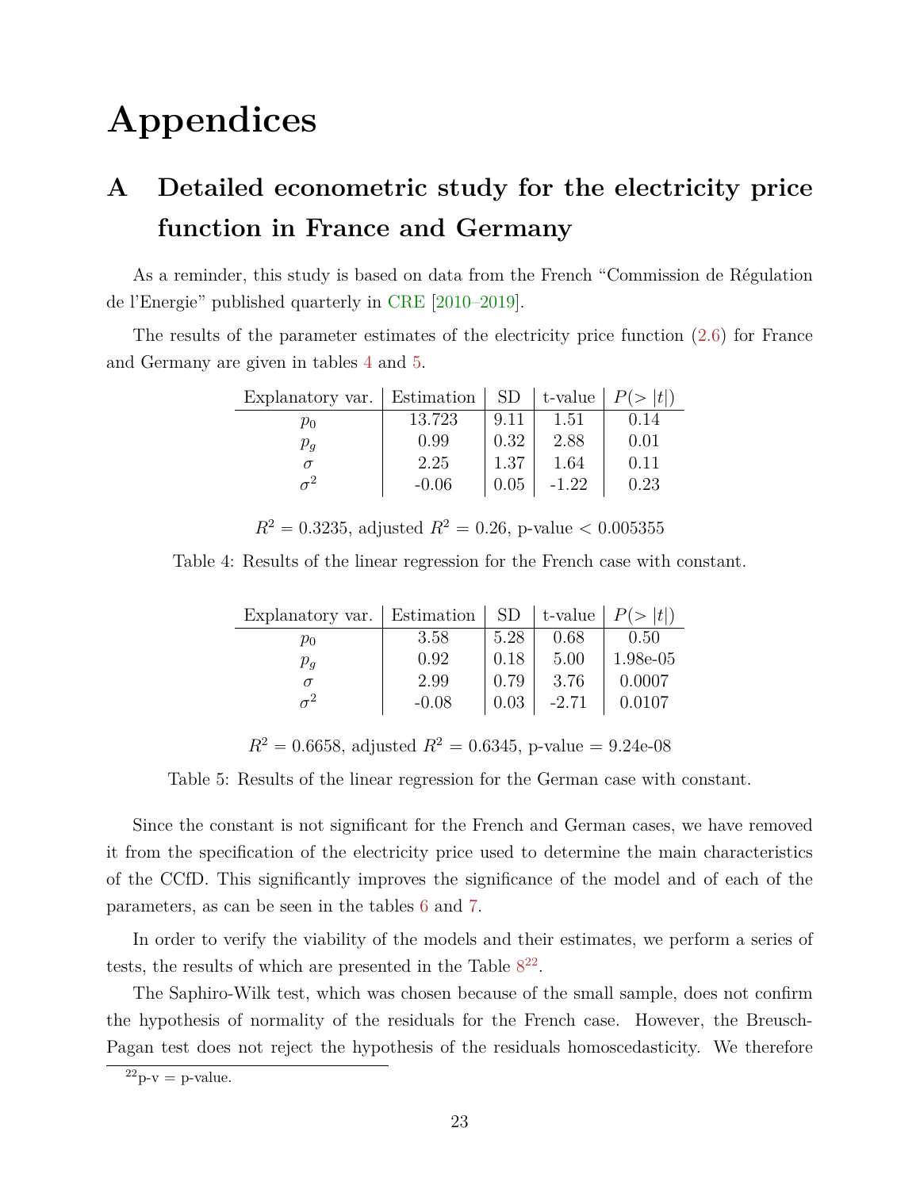# Appendices

## A Detailed econometric study for the electricity price function in France and Germany

As a reminder, this study is based on data from the French "Commission de Régulation de l'Energie" published quarterly in CRE [2010–2019].

The results of the parameter estimates of the electricity price function (2.6) for France and Germany are given in tables 4 and 5.

| Explanatory var. | Estimation | SD | t-value | $P(>\|t\|)$ |
|---|---|---|---|---|
| $p_0$ | 13.723 | 9.11 | 1.51 | 0.14 |
| $p_g$ | 0.99 | 0.32 | 2.88 | 0.01 |
| $\sigma$ | 2.25 | 1.37 | 1.64 | 0.11 |
| $\sigma^2$ | -0.06 | 0.05 | -1.22 | 0.23 |

$R^2 = 0.3235$, adjusted $R^2 = 0.26$, p-value $< 0.005355$

Table 4: Results of the linear regression for the French case with constant.

| Explanatory var. | Estimation | SD | t-value | $P(>\|t\|)$ |
|---|---|---|---|---|
| $p_0$ | 3.58 | 5.28 | 0.68 | 0.50 |
| $p_g$ | 0.92 | 0.18 | 5.00 | 1.98e-05 |
| $\sigma$ | 2.99 | 0.79 | 3.76 | 0.0007 |
| $\sigma^2$ | -0.08 | 0.03 | -2.71 | 0.0107 |

$R^2 = 0.6658$, adjusted $R^2 = 0.6345$, p-value = 9.24e-08

Table 5: Results of the linear regression for the German case with constant.

Since the constant is not significant for the French and German cases, we have removed it from the specification of the electricity price used to determine the main characteristics of the CCfD. This significantly improves the significance of the model and of each of the parameters, as can be seen in the tables 6 and 7.

In order to verify the viability of the models and their estimates, we perform a series of tests, the results of which are presented in the Table 8[22].

The Saphiro-Wilk test, which was chosen because of the small sample, does not confirm the hypothesis of normality of the residuals for the French case. However, the Breusch-Pagan test does not reject the hypothesis of the residuals homoscedasticity. We therefore

[22] p-v = p-value.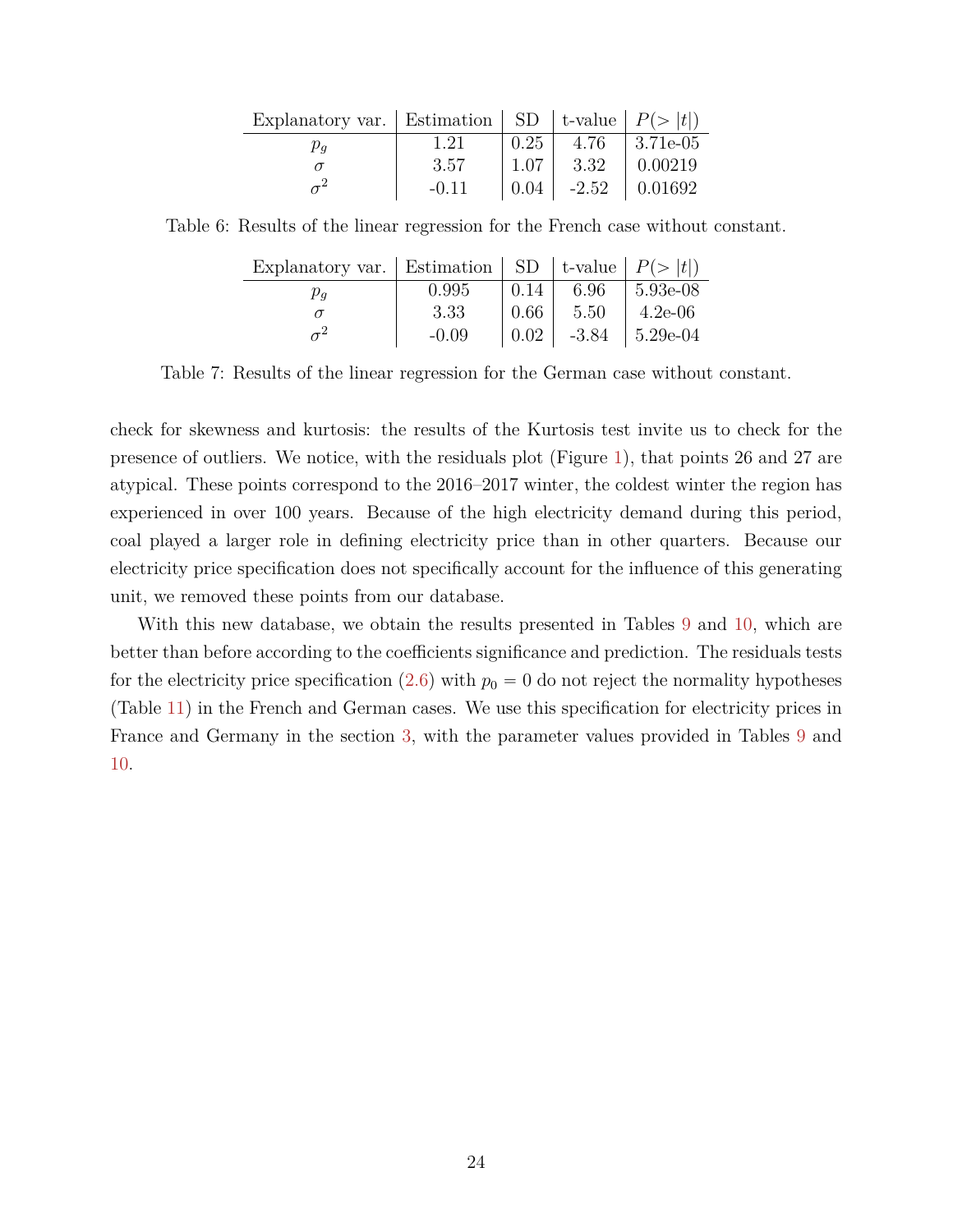| Explanatory var. | Estimation | SD | t-value | $P(>\|t\|)$ |
|---|---|---|---|---|
| $p_g$ | 1.21 | 0.25 | 4.76 | 3.71e-05 |
| $\sigma$ | 3.57 | 1.07 | 3.32 | 0.00219 |
| $\sigma^2$ | -0.11 | 0.04 | -2.52 | 0.01692 |

Table 6: Results of the linear regression for the French case without constant.

| Explanatory var. | Estimation | SD | t-value | $P(>\|t\|)$ |
|---|---|---|---|---|
| $p_g$ | 0.995 | 0.14 | 6.96 | 5.93e-08 |
| $\sigma$ | 3.33 | 0.66 | 5.50 | 4.2e-06 |
| $\sigma^2$ | -0.09 | 0.02 | -3.84 | 5.29e-04 |

Table 7: Results of the linear regression for the German case without constant.

check for skewness and kurtosis: the results of the Kurtosis test invite us to check for the presence of outliers. We notice, with the residuals plot (Figure 1), that points 26 and 27 are atypical. These points correspond to the 2016–2017 winter, the coldest winter the region has experienced in over 100 years. Because of the high electricity demand during this period, coal played a larger role in defining electricity price than in other quarters. Because our electricity price specification does not specifically account for the influence of this generating unit, we removed these points from our database.

With this new database, we obtain the results presented in Tables 9 and 10, which are better than before according to the coefficients significance and prediction. The residuals tests for the electricity price specification (2.6) with $p_0 = 0$ do not reject the normality hypotheses (Table 11) in the French and German cases. We use this specification for electricity prices in France and Germany in the section 3, with the parameter values provided in Tables 9 and 10.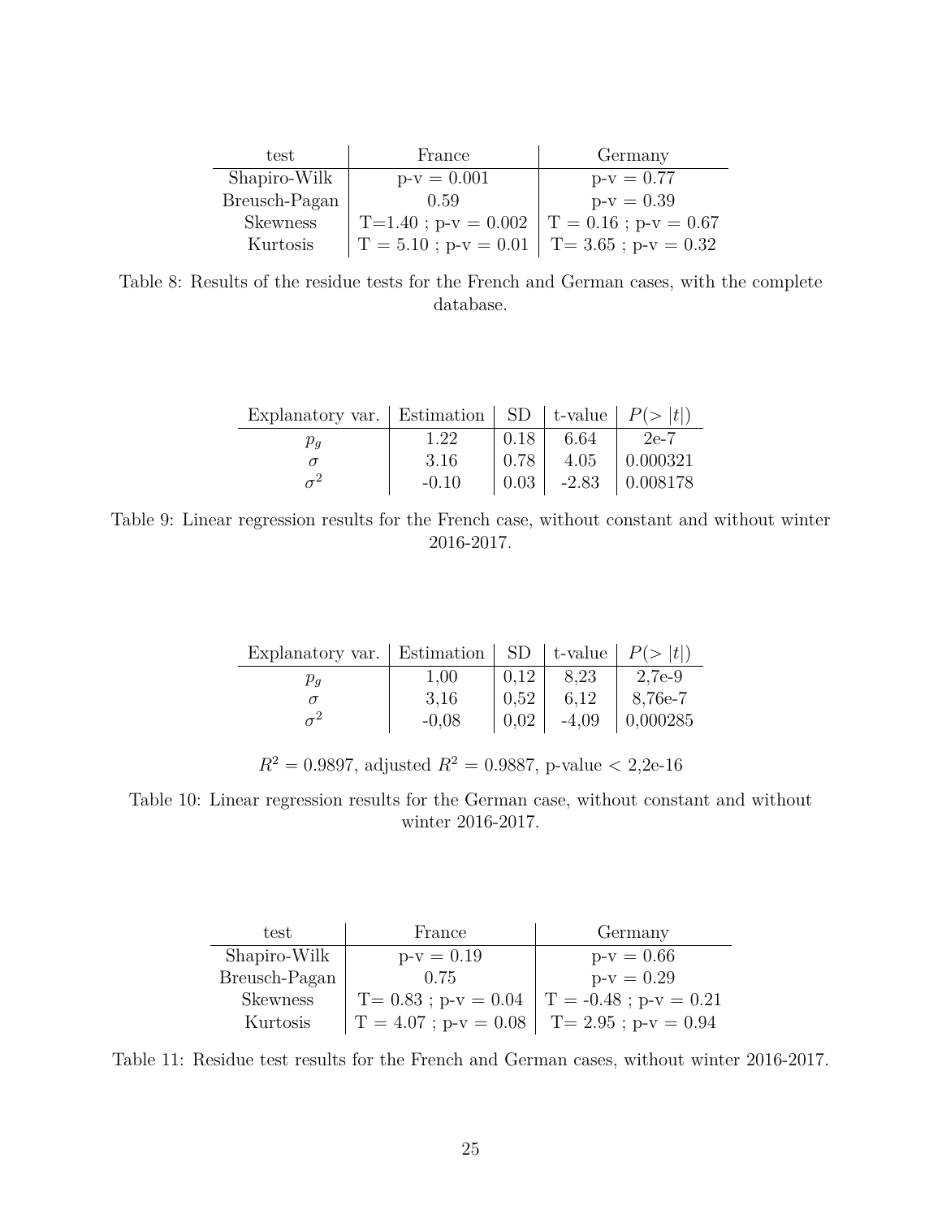| test | France | Germany |
|---|---|---|
| Shapiro-Wilk | p-v = 0.001 | p-v = 0.77 |
| Breusch-Pagan | 0.59 | p-v = 0.39 |
| Skewness | T=1.40 ; p-v = 0.002 | T = 0.16 ; p-v = 0.67 |
| Kurtosis | T = 5.10 ; p-v = 0.01 | T= 3.65 ; p-v = 0.32 |

Table 8: Results of the residue tests for the French and German cases, with the complete database.

| Explanatory var. | Estimation | SD | t-value | $P(>\|t\|)$ |
|---|---|---|---|---|
| $p_g$ | 1.22 | 0.18 | 6.64 | 2e-7 |
| $\sigma$ | 3.16 | 0.78 | 4.05 | 0.000321 |
| $\sigma^2$ | -0.10 | 0.03 | -2.83 | 0.008178 |

Table 9: Linear regression results for the French case, without constant and without winter 2016-2017.

| Explanatory var. | Estimation | SD | t-value | $P(>\|t\|)$ |
|---|---|---|---|---|
| $p_g$ | 1,00 | 0,12 | 8,23 | 2,7e-9 |
| $\sigma$ | 3,16 | 0,52 | 6,12 | 8,76e-7 |
| $\sigma^2$ | -0,08 | 0,02 | -4,09 | 0,000285 |

$R^2 = 0.9897$, adjusted $R^2 = 0.9887$, p-value $<$ 2,2e-16

Table 10: Linear regression results for the German case, without constant and without winter 2016-2017.

| test | France | Germany |
|---|---|---|
| Shapiro-Wilk | p-v = 0.19 | p-v = 0.66 |
| Breusch-Pagan | 0.75 | p-v = 0.29 |
| Skewness | T= 0.83 ; p-v = 0.04 | T = -0.48 ; p-v = 0.21 |
| Kurtosis | T = 4.07 ; p-v = 0.08 | T= 2.95 ; p-v = 0.94 |

Table 11: Residue test results for the French and German cases, without winter 2016-2017.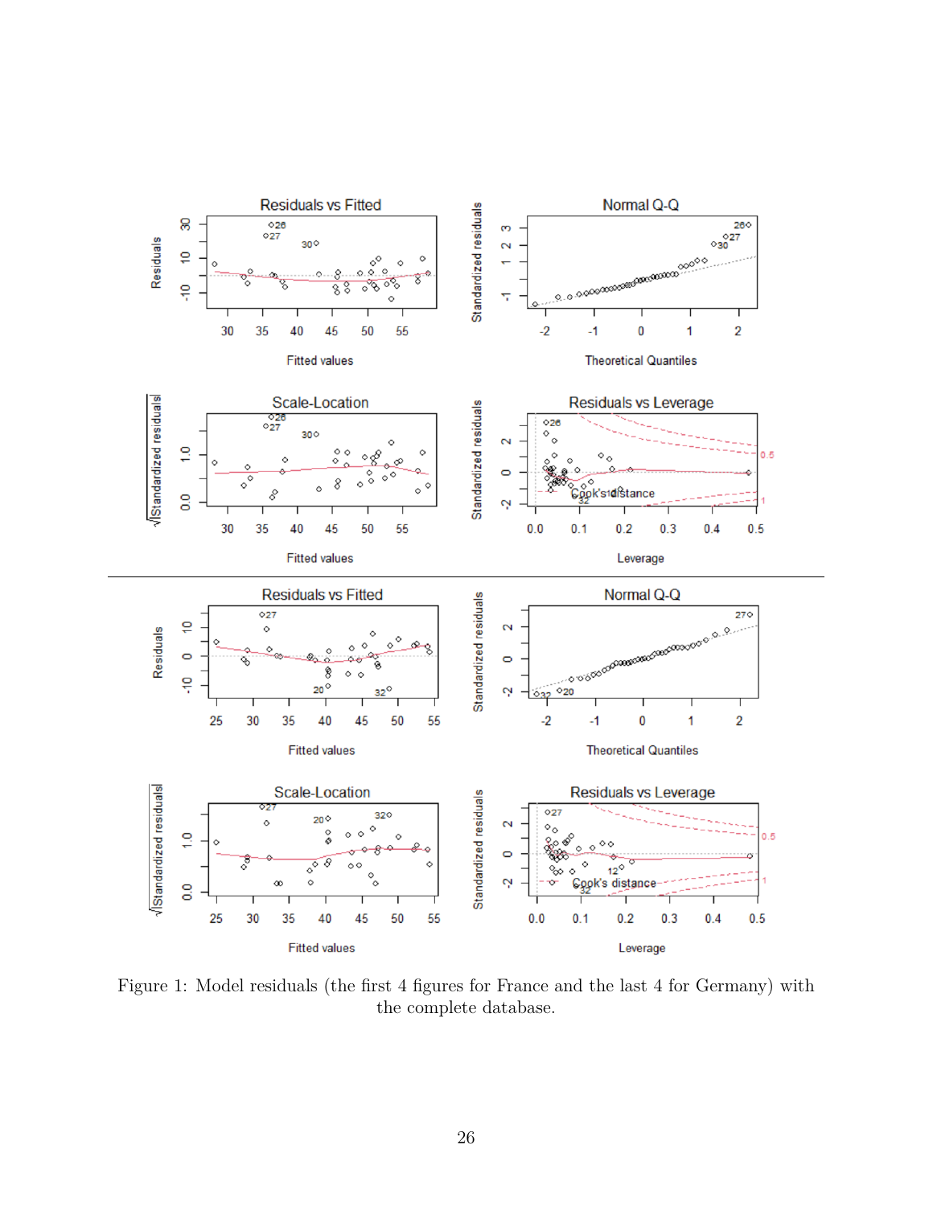Figure 1: Model residuals (the first 4 figures for France and the last 4 for Germany) with the complete database.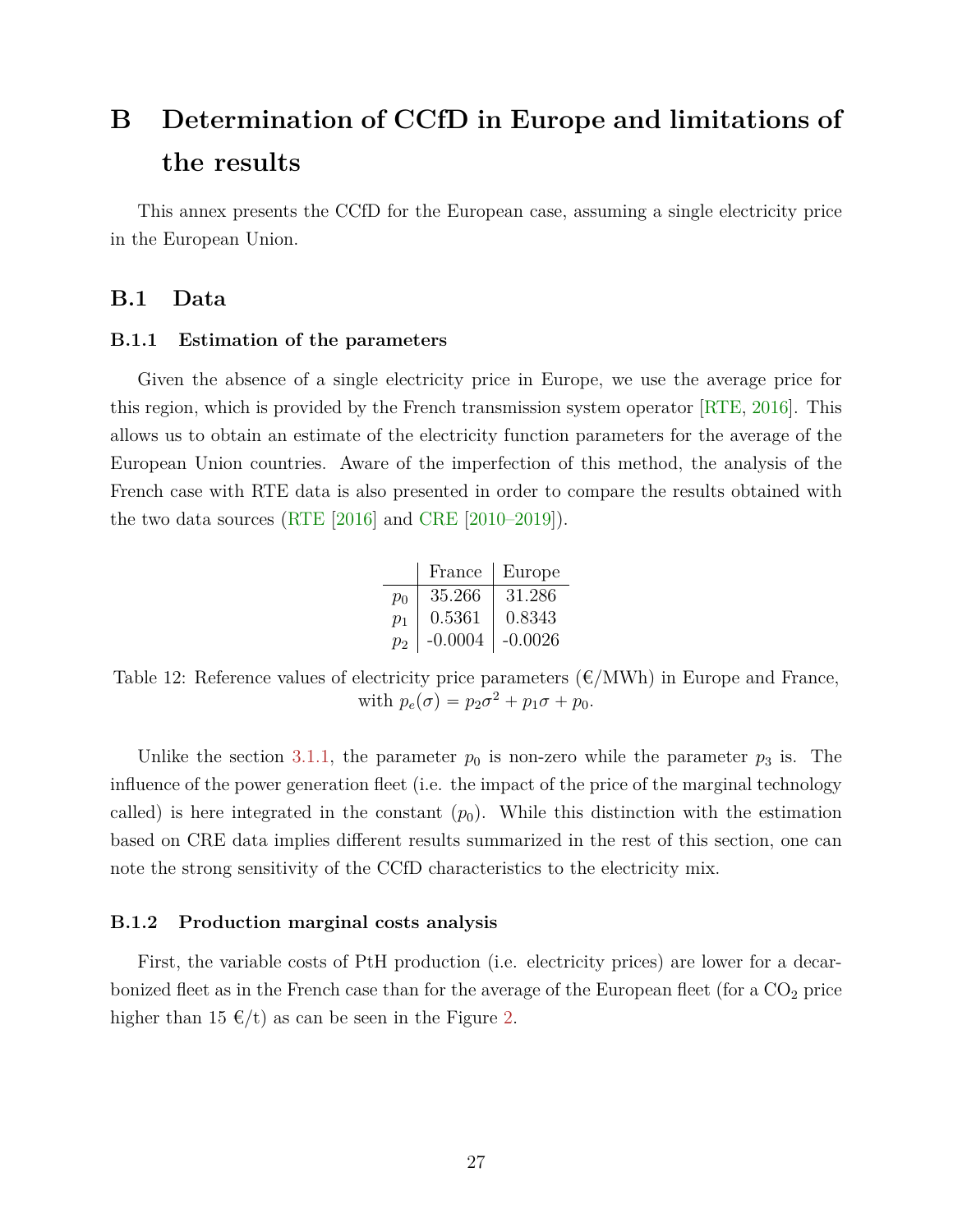# B Determination of CCfD in Europe and limitations of the results

This annex presents the CCfD for the European case, assuming a single electricity price in the European Union.

## B.1 Data

### B.1.1 Estimation of the parameters

Given the absence of a single electricity price in Europe, we use the average price for this region, which is provided by the French transmission system operator [RTE, 2016]. This allows us to obtain an estimate of the electricity function parameters for the average of the European Union countries. Aware of the imperfection of this method, the analysis of the French case with RTE data is also presented in order to compare the results obtained with the two data sources (RTE [2016] and CRE [2010–2019]).

| | France | Europe |
|---|---|---|
| $p_0$ | 35.266 | 31.286 |
| $p_1$ | 0.5361 | 0.8343 |
| $p_2$ | -0.0004 | -0.0026 |

Table 12: Reference values of electricity price parameters (€/MWh) in Europe and France, with $p_e(\sigma) = p_2\sigma^2 + p_1\sigma + p_0$.

Unlike the section 3.1.1, the parameter $p_0$ is non-zero while the parameter $p_3$ is. The influence of the power generation fleet (i.e. the impact of the price of the marginal technology called) is here integrated in the constant ($p_0$). While this distinction with the estimation based on CRE data implies different results summarized in the rest of this section, one can note the strong sensitivity of the CCfD characteristics to the electricity mix.

### B.1.2 Production marginal costs analysis

First, the variable costs of PtH production (i.e. electricity prices) are lower for a decarbonized fleet as in the French case than for the average of the European fleet (for a $CO_2$ price higher than 15 €/t) as can be seen in the Figure 2.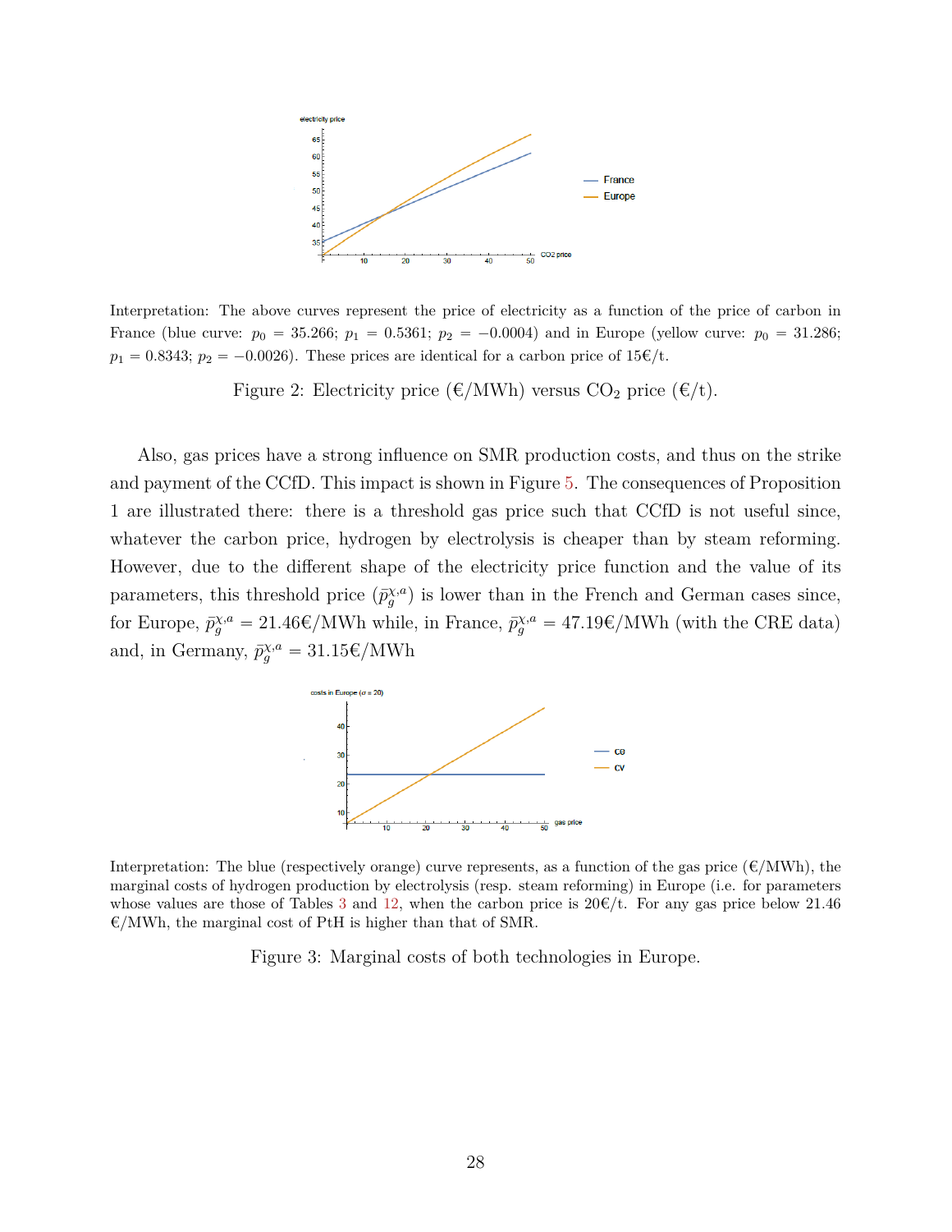Interpretation: The above curves represent the price of electricity as a function of the price of carbon in France (blue curve: $p_0 = 35.266$; $p_1 = 0.5361$; $p_2 = -0.0004$) and in Europe (yellow curve: $p_0 = 31.286$; $p_1 = 0.8343$; $p_2 = -0.0026$). These prices are identical for a carbon price of 15€/t.

Figure 2: Electricity price (€/MWh) versus $CO_2$ price (€/t).

Also, gas prices have a strong influence on SMR production costs, and thus on the strike and payment of the CCfD. This impact is shown in Figure 5. The consequences of Proposition 1 are illustrated there: there is a threshold gas price such that CCfD is not useful since, whatever the carbon price, hydrogen by electrolysis is cheaper than by steam reforming. However, due to the different shape of the electricity price function and the value of its parameters, this threshold price ($\bar{p}_g^{\chi,a}$) is lower than in the French and German cases since, for Europe, $\bar{p}_g^{\chi,a} = 21.46$€/MWh while, in France, $\bar{p}_g^{\chi,a} = 47.19$€/MWh (with the CRE data) and, in Germany, $\bar{p}_g^{\chi,a} = 31.15$€/MWh

Interpretation: The blue (respectively orange) curve represents, as a function of the gas price (€/MWh), the marginal costs of hydrogen production by electrolysis (resp. steam reforming) in Europe (i.e. for parameters whose values are those of Tables 3 and 12, when the carbon price is 20€/t. For any gas price below 21.46 €/MWh, the marginal cost of PtH is higher than that of SMR.

Figure 3: Marginal costs of both technologies in Europe.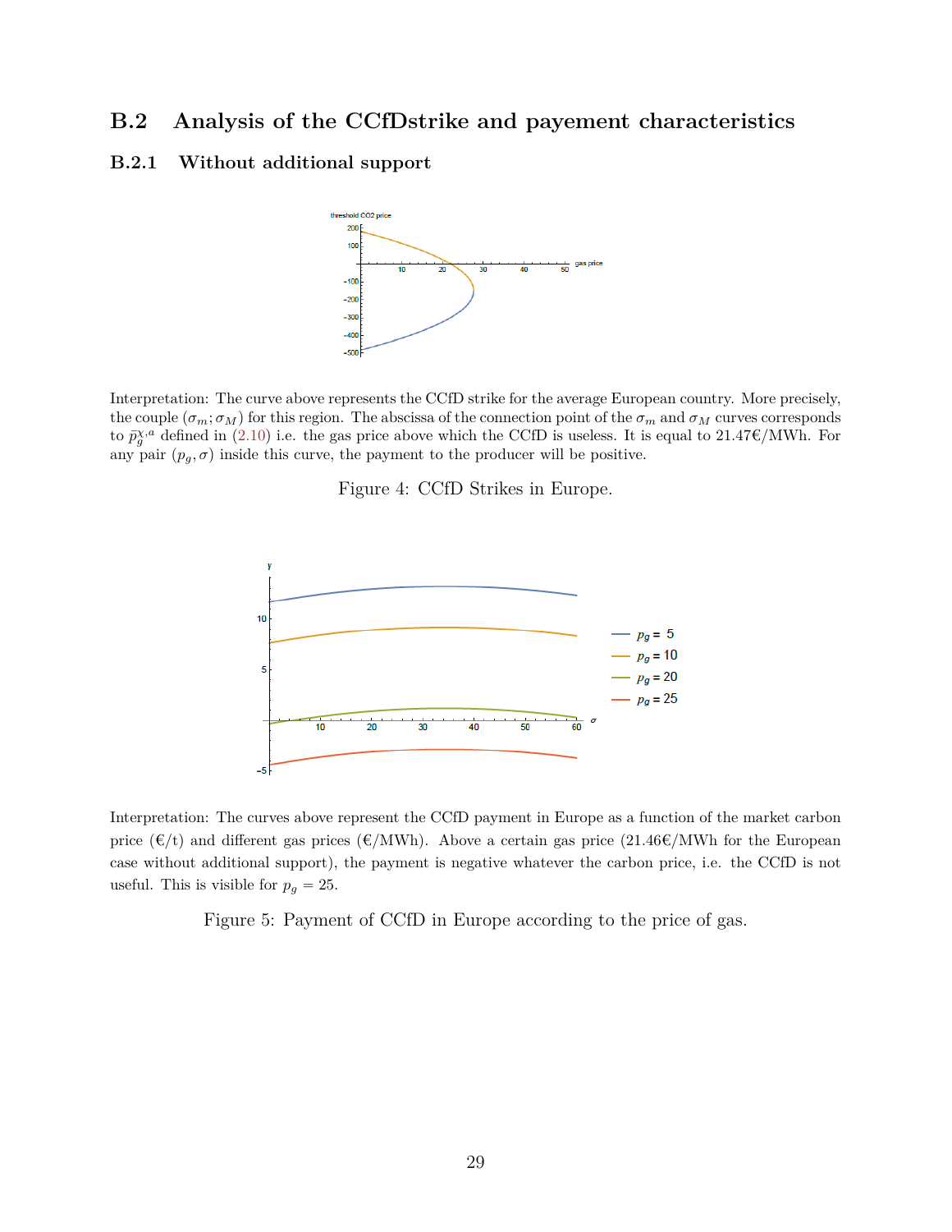## B.2 Analysis of the CCfDstrike and payement characteristics

### B.2.1 Without additional support

Interpretation: The curve above represents the CCfD strike for the average European country. More precisely, the couple $(\sigma_m; \sigma_M)$ for this region. The abscissa of the connection point of the $\sigma_m$ and $\sigma_M$ curves corresponds to $\bar{p}_g^{\chi,a}$ defined in (2.10) i.e. the gas price above which the CCfD is useless. It is equal to 21.47€/MWh. For any pair $(p_g, \sigma)$ inside this curve, the payment to the producer will be positive.

Figure 4: CCfD Strikes in Europe.

Interpretation: The curves above represent the CCfD payment in Europe as a function of the market carbon price (€/t) and different gas prices (€/MWh). Above a certain gas price (21.46€/MWh for the European case without additional support), the payment is negative whatever the carbon price, i.e. the CCfD is not useful. This is visible for $p_g = 25$.

Figure 5: Payment of CCfD in Europe according to the price of gas.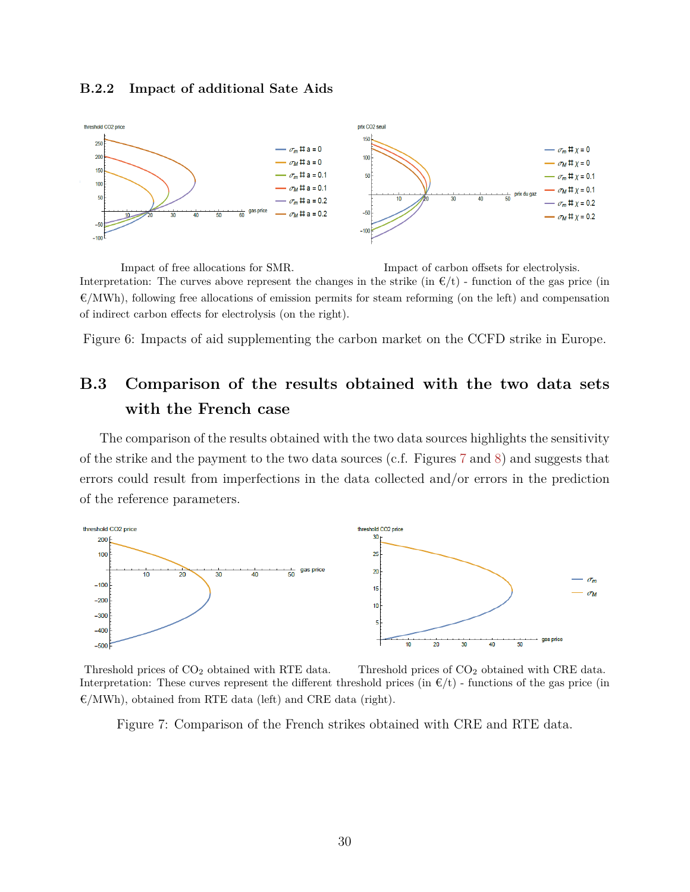### B.2.2 Impact of additional Sate Aids

Impact of free allocations for SMR. Impact of carbon offsets for electrolysis.

Interpretation: The curves above represent the changes in the strike (in €/t) - function of the gas price (in €/MWh), following free allocations of emission permits for steam reforming (on the left) and compensation of indirect carbon effects for electrolysis (on the right).

Figure 6: Impacts of aid supplementing the carbon market on the CCFD strike in Europe.

## B.3 Comparison of the results obtained with the two data sets with the French case

The comparison of the results obtained with the two data sources highlights the sensitivity of the strike and the payment to the two data sources (c.f. Figures 7 and 8) and suggests that errors could result from imperfections in the data collected and/or errors in the prediction of the reference parameters.

Threshold prices of $CO_2$ obtained with RTE data. Threshold prices of $CO_2$ obtained with CRE data.

Interpretation: These curves represent the different threshold prices (in €/t) - functions of the gas price (in €/MWh), obtained from RTE data (left) and CRE data (right).

Figure 7: Comparison of the French strikes obtained with CRE and RTE data.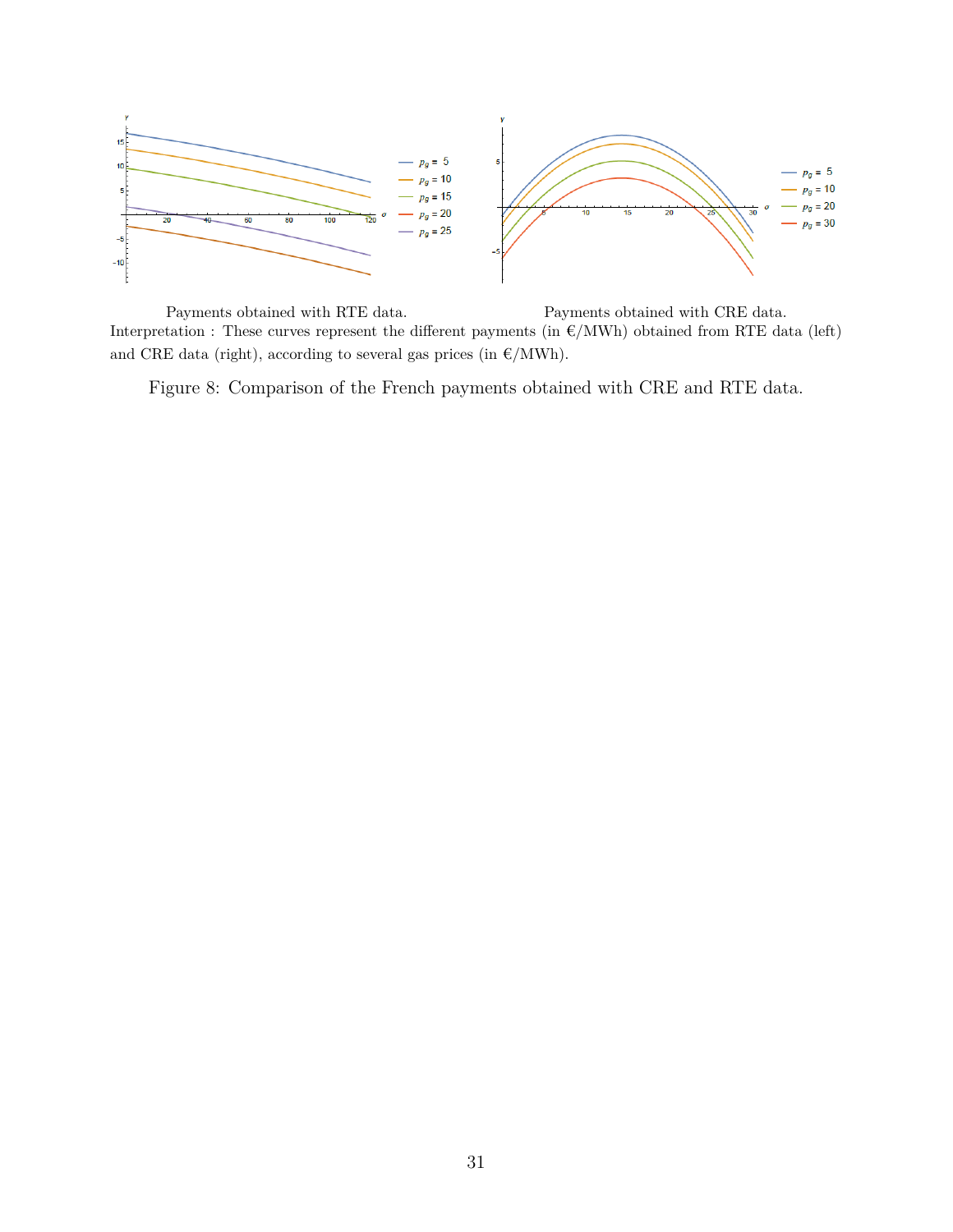y

15

10

5

-5

-10

20 40 60 80 100 120 σ

$p_g = 5$

$p_g = 10$

$p_g = 15$

$p_g = 20$

$p_g = 25$

y

5

-5

5 10 15 20 25 30 σ

$p_g = 5$

$p_g = 10$

$p_g = 20$

$p_g = 30$

Payments obtained with RTE data.

Payments obtained with CRE data.

Interpretation : These curves represent the different payments (in €/MWh) obtained from RTE data (left) and CRE data (right), according to several gas prices (in €/MWh).

Figure 8: Comparison of the French payments obtained with CRE and RTE data.